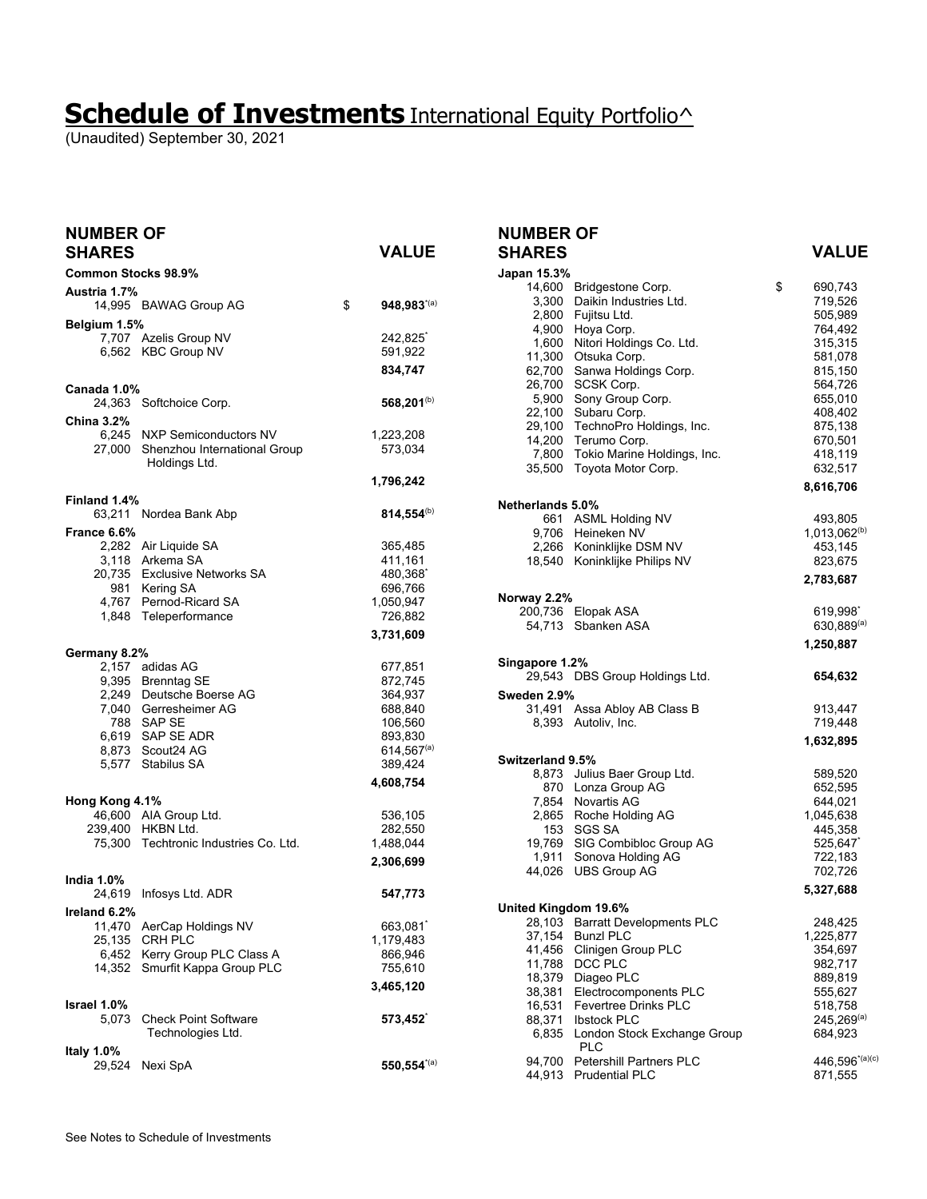# Schedule of Investments International Equity Portfolio^

(Unaudited) September 30, 2021

| NUMBER OF SHARES | | VALUE |
|---|---|---|
| **Common Stocks 98.9%** | | |
| **Austria 1.7%** | | |
| 14,995 | BAWAG Group AG | $ **948,983**[*(a)] |
| **Belgium 1.5%** | | |
| 7,707 | Azelis Group NV | 242,825[*] |
| 6,562 | KBC Group NV | 591,922 |
| | | **834,747** |
| **Canada 1.0%** | | |
| 24,363 | Softchoice Corp. | **568,201**[(b)] |
| **China 3.2%** | | |
| 6,245 | NXP Semiconductors NV | 1,223,208 |
| 27,000 | Shenzhou International Group Holdings Ltd. | 573,034 |
| | | **1,796,242** |
| **Finland 1.4%** | | |
| 63,211 | Nordea Bank Abp | **814,554**[(b)] |
| **France 6.6%** | | |
| 2,282 | Air Liquide SA | 365,485 |
| 3,118 | Arkema SA | 411,161 |
| 20,735 | Exclusive Networks SA | 480,368[*] |
| 981 | Kering SA | 696,766 |
| 4,767 | Pernod-Ricard SA | 1,050,947 |
| 1,848 | Teleperformance | 726,882 |
| | | **3,731,609** |
| **Germany 8.2%** | | |
| 2,157 | adidas AG | 677,851 |
| 9,395 | Brenntag SE | 872,745 |
| 2,249 | Deutsche Boerse AG | 364,937 |
| 7,040 | Gerresheimer AG | 688,840 |
| 788 | SAP SE | 106,560 |
| 6,619 | SAP SE ADR | 893,830 |
| 8,873 | Scout24 AG | 614,567[(a)] |
| 5,577 | Stabilus SA | 389,424 |
| | | **4,608,754** |
| **Hong Kong 4.1%** | | |
| 46,600 | AIA Group Ltd. | 536,105 |
| 239,400 | HKBN Ltd. | 282,550 |
| 75,300 | Techtronic Industries Co. Ltd. | 1,488,044 |
| | | **2,306,699** |
| **India 1.0%** | | |
| 24,619 | Infosys Ltd. ADR | **547,773** |
| **Ireland 6.2%** | | |
| 11,470 | AerCap Holdings NV | 663,081[*] |
| 25,135 | CRH PLC | 1,179,483 |
| 6,452 | Kerry Group PLC Class A | 866,946 |
| 14,352 | Smurfit Kappa Group PLC | 755,610 |
| | | **3,465,120** |
| **Israel 1.0%** | | |
| 5,073 | Check Point Software Technologies Ltd. | **573,452**[*] |
| **Italy 1.0%** | | |
| 29,524 | Nexi SpA | **550,554**[*(a)] |
| **Japan 15.3%** | | |
| 14,600 | Bridgestone Corp. | $ 690,743 |
| 3,300 | Daikin Industries Ltd. | 719,526 |
| 2,800 | Fujitsu Ltd. | 505,989 |
| 4,900 | Hoya Corp. | 764,492 |
| 1,600 | Nitori Holdings Co. Ltd. | 315,315 |
| 11,300 | Otsuka Corp. | 581,078 |
| 62,700 | Sanwa Holdings Corp. | 815,150 |
| 26,700 | SCSK Corp. | 564,726 |
| 5,900 | Sony Group Corp. | 655,010 |
| 22,100 | Subaru Corp. | 408,402 |
| 29,100 | TechnoPro Holdings, Inc. | 875,138 |
| 14,200 | Terumo Corp. | 670,501 |
| 7,800 | Tokio Marine Holdings, Inc. | 418,119 |
| 35,500 | Toyota Motor Corp. | 632,517 |
| | | **8,616,706** |
| **Netherlands 5.0%** | | |
| 661 | ASML Holding NV | 493,805 |
| 9,706 | Heineken NV | 1,013,062[(b)] |
| 2,266 | Koninklijke DSM NV | 453,145 |
| 18,540 | Koninklijke Philips NV | 823,675 |
| | | **2,783,687** |
| **Norway 2.2%** | | |
| 200,736 | Elopak ASA | 619,998[*] |
| 54,713 | Sbanken ASA | 630,889[(a)] |
| | | **1,250,887** |
| **Singapore 1.2%** | | |
| 29,543 | DBS Group Holdings Ltd. | **654,632** |
| **Sweden 2.9%** | | |
| 31,491 | Assa Abloy AB Class B | 913,447 |
| 8,393 | Autoliv, Inc. | 719,448 |
| | | **1,632,895** |
| **Switzerland 9.5%** | | |
| 8,873 | Julius Baer Group Ltd. | 589,520 |
| 870 | Lonza Group AG | 652,595 |
| 7,854 | Novartis AG | 644,021 |
| 2,865 | Roche Holding AG | 1,045,638 |
| 153 | SGS SA | 445,358 |
| 19,769 | SIG Combibloc Group AG | 525,647[*] |
| 1,911 | Sonova Holding AG | 722,183 |
| 44,026 | UBS Group AG | 702,726 |
| | | **5,327,688** |
| **United Kingdom 19.6%** | | |
| 28,103 | Barratt Developments PLC | 248,425 |
| 37,154 | Bunzl PLC | 1,225,877 |
| 41,456 | Clinigen Group PLC | 354,697 |
| 11,788 | DCC PLC | 982,717 |
| 18,379 | Diageo PLC | 889,819 |
| 38,381 | Electrocomponents PLC | 555,627 |
| 16,531 | Fevertree Drinks PLC | 518,758 |
| 88,371 | Ibstock PLC | 245,269[(a)] |
| 6,835 | London Stock Exchange Group PLC | 684,923 |
| 94,700 | Petershill Partners PLC | 446,596[*(a)(c)] |
| 44,913 | Prudential PLC | 871,555 |

See Notes to Schedule of Investments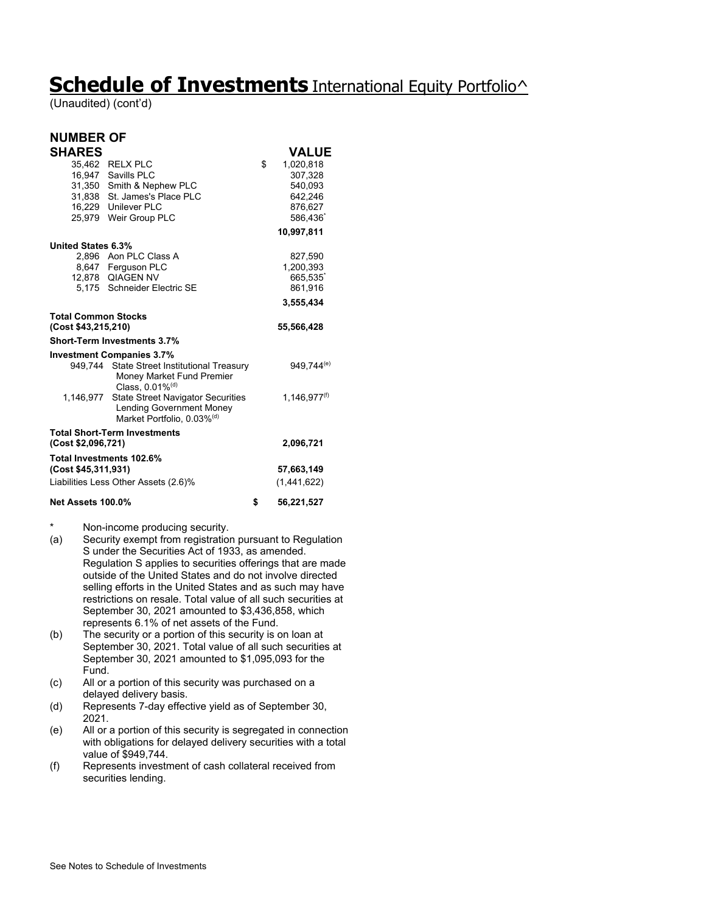# Schedule of Investments International Equity Portfolio^

(Unaudited) (cont'd)

| NUMBER OF SHARES | | VALUE |
|---|---|---|
| 35,462 | RELX PLC | $ 1,020,818 |
| 16,947 | Savills PLC | 307,328 |
| 31,350 | Smith & Nephew PLC | 540,093 |
| 31,838 | St. James's Place PLC | 642,246 |
| 16,229 | Unilever PLC | 876,627 |
| 25,979 | Weir Group PLC | 586,436* |
| | | **10,997,811** |
| **United States 6.3%** | | |
| 2,896 | Aon PLC Class A | 827,590 |
| 8,647 | Ferguson PLC | 1,200,393 |
| 12,878 | QIAGEN NV | 665,535* |
| 5,175 | Schneider Electric SE | 861,916 |
| | | **3,555,434** |
| **Total Common Stocks (Cost $43,215,210)** | | **55,566,428** |
| **Short-Term Investments 3.7%** | | |
| **Investment Companies 3.7%** | | |
| 949,744 | State Street Institutional Treasury Money Market Fund Premier Class, 0.01%(d) | 949,744(e) |
| 1,146,977 | State Street Navigator Securities Lending Government Money Market Portfolio, 0.03%(d) | 1,146,977(f) |
| **Total Short-Term Investments (Cost $2,096,721)** | | **2,096,721** |
| **Total Investments 102.6% (Cost $45,311,931)** | | **57,663,149** |
| Liabilities Less Other Assets (2.6)% | | (1,441,622) |
| **Net Assets 100.0%** | | **$ 56,221,527** |

\* Non-income producing security.

(a) Security exempt from registration pursuant to Regulation S under the Securities Act of 1933, as amended. Regulation S applies to securities offerings that are made outside of the United States and do not involve directed selling efforts in the United States and as such may have restrictions on resale. Total value of all such securities at September 30, 2021 amounted to $3,436,858, which represents 6.1% of net assets of the Fund.

(b) The security or a portion of this security is on loan at September 30, 2021. Total value of all such securities at September 30, 2021 amounted to $1,095,093 for the Fund.

(c) All or a portion of this security was purchased on a delayed delivery basis.

(d) Represents 7-day effective yield as of September 30, 2021.

(e) All or a portion of this security is segregated in connection with obligations for delayed delivery securities with a total value of $949,744.

(f) Represents investment of cash collateral received from securities lending.

See Notes to Schedule of Investments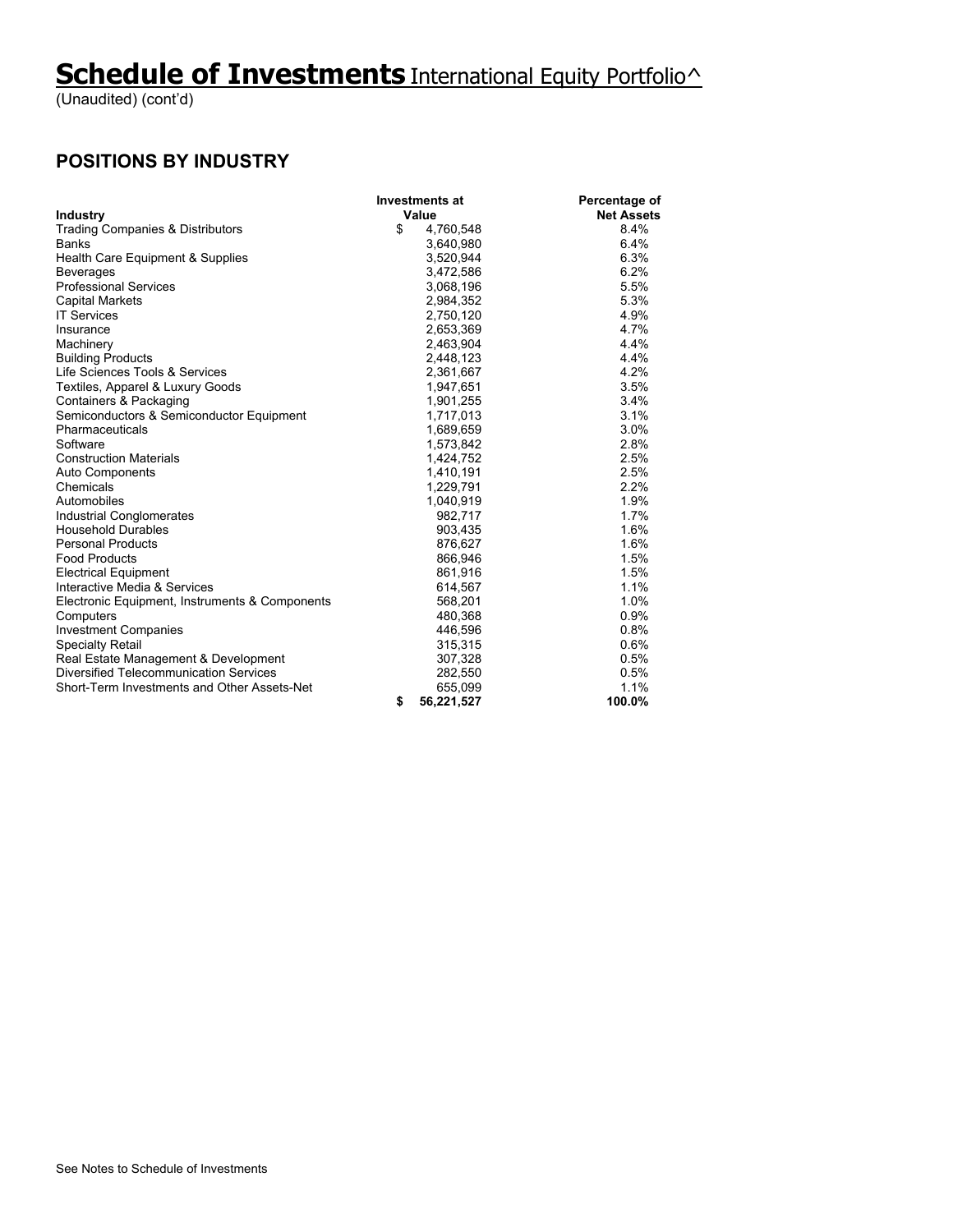# Schedule of Investments International Equity Portfolio^

(Unaudited) (cont'd)

## POSITIONS BY INDUSTRY

| Industry | Investments at Value | Percentage of Net Assets |
|---|---|---|
| Trading Companies & Distributors | $ 4,760,548 | 8.4% |
| Banks | 3,640,980 | 6.4% |
| Health Care Equipment & Supplies | 3,520,944 | 6.3% |
| Beverages | 3,472,586 | 6.2% |
| Professional Services | 3,068,196 | 5.5% |
| Capital Markets | 2,984,352 | 5.3% |
| IT Services | 2,750,120 | 4.9% |
| Insurance | 2,653,369 | 4.7% |
| Machinery | 2,463,904 | 4.4% |
| Building Products | 2,448,123 | 4.4% |
| Life Sciences Tools & Services | 2,361,667 | 4.2% |
| Textiles, Apparel & Luxury Goods | 1,947,651 | 3.5% |
| Containers & Packaging | 1,901,255 | 3.4% |
| Semiconductors & Semiconductor Equipment | 1,717,013 | 3.1% |
| Pharmaceuticals | 1,689,659 | 3.0% |
| Software | 1,573,842 | 2.8% |
| Construction Materials | 1,424,752 | 2.5% |
| Auto Components | 1,410,191 | 2.5% |
| Chemicals | 1,229,791 | 2.2% |
| Automobiles | 1,040,919 | 1.9% |
| Industrial Conglomerates | 982,717 | 1.7% |
| Household Durables | 903,435 | 1.6% |
| Personal Products | 876,627 | 1.6% |
| Food Products | 866,946 | 1.5% |
| Electrical Equipment | 861,916 | 1.5% |
| Interactive Media & Services | 614,567 | 1.1% |
| Electronic Equipment, Instruments & Components | 568,201 | 1.0% |
| Computers | 480,368 | 0.9% |
| Investment Companies | 446,596 | 0.8% |
| Specialty Retail | 315,315 | 0.6% |
| Real Estate Management & Development | 307,328 | 0.5% |
| Diversified Telecommunication Services | 282,550 | 0.5% |
| Short-Term Investments and Other Assets-Net | 655,099 | 1.1% |
| | **$ 56,221,527** | **100.0%** |

See Notes to Schedule of Investments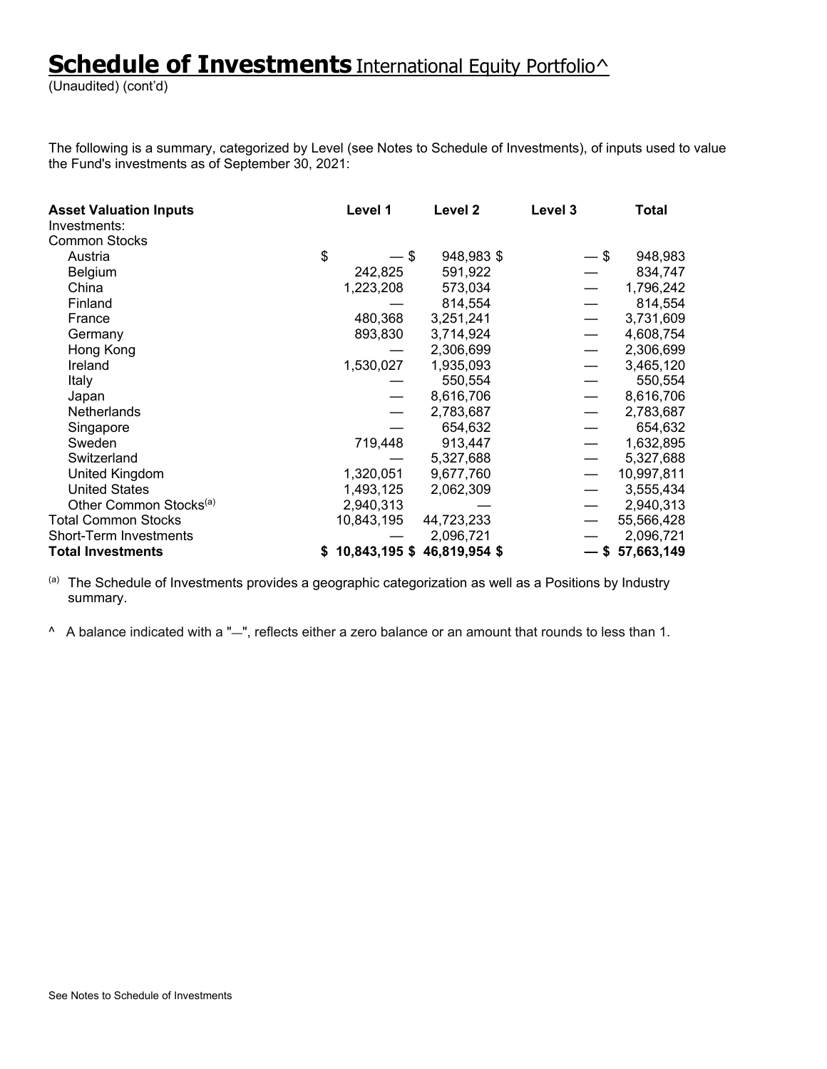# Schedule of Investments International Equity Portfolio^

(Unaudited) (cont'd)

The following is a summary, categorized by Level (see Notes to Schedule of Investments), of inputs used to value the Fund's investments as of September 30, 2021:

| Asset Valuation Inputs | Level 1 | Level 2 | Level 3 | Total |
|---|---|---|---|---|
| Investments: | | | | |
| Common Stocks | | | | |
| Austria | $ — | $ 948,983 | $ — | $ 948,983 |
| Belgium | 242,825 | 591,922 | — | 834,747 |
| China | 1,223,208 | 573,034 | — | 1,796,242 |
| Finland | — | 814,554 | — | 814,554 |
| France | 480,368 | 3,251,241 | — | 3,731,609 |
| Germany | 893,830 | 3,714,924 | — | 4,608,754 |
| Hong Kong | — | 2,306,699 | — | 2,306,699 |
| Ireland | 1,530,027 | 1,935,093 | — | 3,465,120 |
| Italy | — | 550,554 | — | 550,554 |
| Japan | — | 8,616,706 | — | 8,616,706 |
| Netherlands | — | 2,783,687 | — | 2,783,687 |
| Singapore | — | 654,632 | — | 654,632 |
| Sweden | 719,448 | 913,447 | — | 1,632,895 |
| Switzerland | — | 5,327,688 | — | 5,327,688 |
| United Kingdom | 1,320,051 | 9,677,760 | — | 10,997,811 |
| United States | 1,493,125 | 2,062,309 | — | 3,555,434 |
| Other Common Stocks[(a)] | 2,940,313 | — | — | 2,940,313 |
| Total Common Stocks | 10,843,195 | 44,723,233 | — | 55,566,428 |
| Short-Term Investments | — | 2,096,721 | — | 2,096,721 |
| **Total Investments** | **$ 10,843,195** | **$ 46,819,954** | **$ —** | **$ 57,663,149** |

(a) The Schedule of Investments provides a geographic categorization as well as a Positions by Industry summary.

^ A balance indicated with a "—", reflects either a zero balance or an amount that rounds to less than 1.

See Notes to Schedule of Investments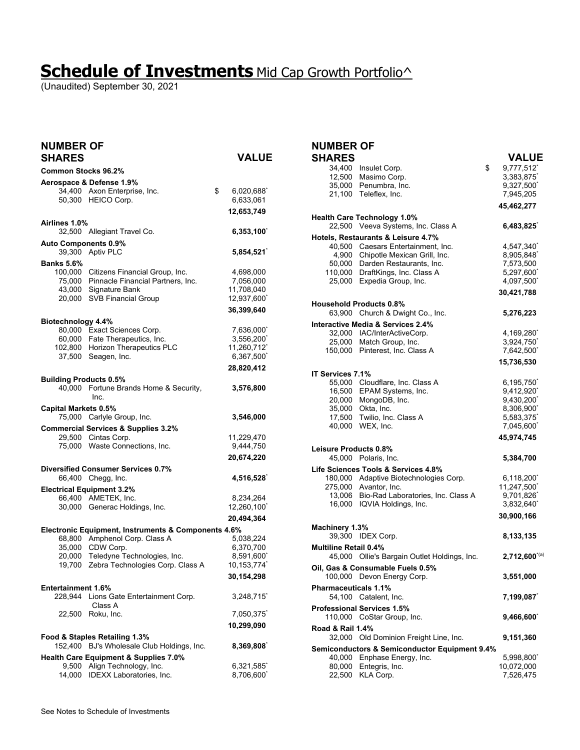# Schedule of Investments Mid Cap Growth Portfolio^

(Unaudited) September 30, 2021

| NUMBER OF SHARES | | VALUE |
|---|---|---|
| **Common Stocks 96.2%** | | |
| **Aerospace & Defense 1.9%** | | |
| 34,400 | Axon Enterprise, Inc. | $ 6,020,688* |
| 50,300 | HEICO Corp. | 6,633,061 |
| | | **12,653,749** |
| **Airlines 1.0%** | | |
| 32,500 | Allegiant Travel Co. | **6,353,100*** |
| **Auto Components 0.9%** | | |
| 39,300 | Aptiv PLC | **5,854,521*** |
| **Banks 5.6%** | | |
| 100,000 | Citizens Financial Group, Inc. | 4,698,000 |
| 75,000 | Pinnacle Financial Partners, Inc. | 7,056,000 |
| 43,000 | Signature Bank | 11,708,040 |
| 20,000 | SVB Financial Group | 12,937,600* |
| | | **36,399,640** |
| **Biotechnology 4.4%** | | |
| 80,000 | Exact Sciences Corp. | 7,636,000* |
| 60,000 | Fate Therapeutics, Inc. | 3,556,200* |
| 102,800 | Horizon Therapeutics PLC | 11,260,712* |
| 37,500 | Seagen, Inc. | 6,367,500* |
| | | **28,820,412** |
| **Building Products 0.5%** | | |
| 40,000 | Fortune Brands Home & Security, Inc. | **3,576,800** |
| **Capital Markets 0.5%** | | |
| 75,000 | Carlyle Group, Inc. | **3,546,000** |
| **Commercial Services & Supplies 3.2%** | | |
| 29,500 | Cintas Corp. | 11,229,470 |
| 75,000 | Waste Connections, Inc. | 9,444,750 |
| | | **20,674,220** |
| **Diversified Consumer Services 0.7%** | | |
| 66,400 | Chegg, Inc. | **4,516,528*** |
| **Electrical Equipment 3.2%** | | |
| 66,400 | AMETEK, Inc. | 8,234,264 |
| 30,000 | Generac Holdings, Inc. | 12,260,100* |
| | | **20,494,364** |
| **Electronic Equipment, Instruments & Components 4.6%** | | |
| 68,800 | Amphenol Corp. Class A | 5,038,224 |
| 35,000 | CDW Corp. | 6,370,700 |
| 20,000 | Teledyne Technologies, Inc. | 8,591,600* |
| 19,700 | Zebra Technologies Corp. Class A | 10,153,774* |
| | | **30,154,298** |
| **Entertainment 1.6%** | | |
| 228,944 | Lions Gate Entertainment Corp. Class A | 3,248,715* |
| 22,500 | Roku, Inc. | 7,050,375* |
| | | **10,299,090** |
| **Food & Staples Retailing 1.3%** | | |
| 152,400 | BJ's Wholesale Club Holdings, Inc. | **8,369,808*** |
| **Health Care Equipment & Supplies 7.0%** | | |
| 9,500 | Align Technology, Inc. | 6,321,585* |
| 14,000 | IDEXX Laboratories, Inc. | 8,706,600* |
| 34,400 | Insulet Corp. | $ 9,777,512* |
| 12,500 | Masimo Corp. | 3,383,875* |
| 35,000 | Penumbra, Inc. | 9,327,500* |
| 21,100 | Teleflex, Inc. | 7,945,205 |
| | | **45,462,277** |
| **Health Care Technology 1.0%** | | |
| 22,500 | Veeva Systems, Inc. Class A | **6,483,825*** |
| **Hotels, Restaurants & Leisure 4.7%** | | |
| 40,500 | Caesars Entertainment, Inc. | 4,547,340* |
| 4,900 | Chipotle Mexican Grill, Inc. | 8,905,848* |
| 50,000 | Darden Restaurants, Inc. | 7,573,500 |
| 110,000 | DraftKings, Inc. Class A | 5,297,600* |
| 25,000 | Expedia Group, Inc. | 4,097,500* |
| | | **30,421,788** |
| **Household Products 0.8%** | | |
| 63,900 | Church & Dwight Co., Inc. | **5,276,223** |
| **Interactive Media & Services 2.4%** | | |
| 32,000 | IAC/InterActiveCorp. | 4,169,280* |
| 25,000 | Match Group, Inc. | 3,924,750* |
| 150,000 | Pinterest, Inc. Class A | 7,642,500* |
| | | **15,736,530** |
| **IT Services 7.1%** | | |
| 55,000 | Cloudflare, Inc. Class A | 6,195,750* |
| 16,500 | EPAM Systems, Inc. | 9,412,920* |
| 20,000 | MongoDB, Inc. | 9,430,200* |
| 35,000 | Okta, Inc. | 8,306,900* |
| 17,500 | Twilio, Inc. Class A | 5,583,375* |
| 40,000 | WEX, Inc. | 7,045,600* |
| | | **45,974,745** |
| **Leisure Products 0.8%** | | |
| 45,000 | Polaris, Inc. | **5,384,700** |
| **Life Sciences Tools & Services 4.8%** | | |
| 180,000 | Adaptive Biotechnologies Corp. | 6,118,200* |
| 275,000 | Avantor, Inc. | 11,247,500* |
| 13,006 | Bio-Rad Laboratories, Inc. Class A | 9,701,826* |
| 16,000 | IQVIA Holdings, Inc. | 3,832,640* |
| | | **30,900,166** |
| **Machinery 1.3%** | | |
| 39,300 | IDEX Corp. | **8,133,135** |
| **Multiline Retail 0.4%** | | |
| 45,000 | Ollie's Bargain Outlet Holdings, Inc. | **2,712,600***(a) |
| **Oil, Gas & Consumable Fuels 0.5%** | | |
| 100,000 | Devon Energy Corp. | **3,551,000** |
| **Pharmaceuticals 1.1%** | | |
| 54,100 | Catalent, Inc. | **7,199,087*** |
| **Professional Services 1.5%** | | |
| 110,000 | CoStar Group, Inc. | **9,466,600*** |
| **Road & Rail 1.4%** | | |
| 32,000 | Old Dominion Freight Line, Inc. | **9,151,360** |
| **Semiconductors & Semiconductor Equipment 9.4%** | | |
| 40,000 | Enphase Energy, Inc. | 5,998,800* |
| 80,000 | Entegris, Inc. | 10,072,000 |
| 22,500 | KLA Corp. | 7,526,475 |

See Notes to Schedule of Investments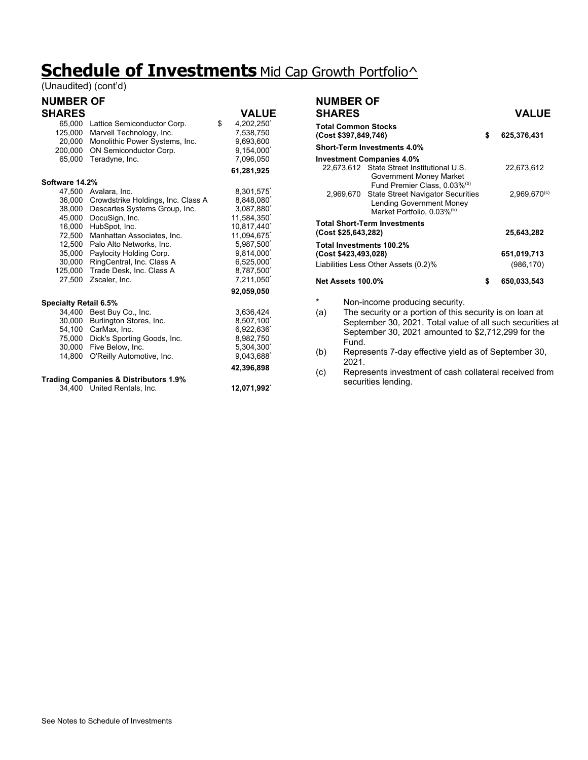# Schedule of Investments Mid Cap Growth Portfolio^

(Unaudited) (cont'd)

| NUMBER OF SHARES | | VALUE |
|---|---|---|
| 65,000 | Lattice Semiconductor Corp. | $ 4,202,250* |
| 125,000 | Marvell Technology, Inc. | 7,538,750 |
| 20,000 | Monolithic Power Systems, Inc. | 9,693,600 |
| 200,000 | ON Semiconductor Corp. | 9,154,000* |
| 65,000 | Teradyne, Inc. | 7,096,050 |
| | | **61,281,925** |
| **Software 14.2%** | | |
| 47,500 | Avalara, Inc. | 8,301,575* |
| 36,000 | Crowdstrike Holdings, Inc. Class A | 8,848,080* |
| 38,000 | Descartes Systems Group, Inc. | 3,087,880* |
| 45,000 | DocuSign, Inc. | 11,584,350* |
| 16,000 | HubSpot, Inc. | 10,817,440* |
| 72,500 | Manhattan Associates, Inc. | 11,094,675* |
| 12,500 | Palo Alto Networks, Inc. | 5,987,500* |
| 35,000 | Paylocity Holding Corp. | 9,814,000* |
| 30,000 | RingCentral, Inc. Class A | 6,525,000* |
| 125,000 | Trade Desk, Inc. Class A | 8,787,500* |
| 27,500 | Zscaler, Inc. | 7,211,050* |
| | | **92,059,050** |
| **Specialty Retail 6.5%** | | |
| 34,400 | Best Buy Co., Inc. | 3,636,424 |
| 30,000 | Burlington Stores, Inc. | 8,507,100* |
| 54,100 | CarMax, Inc. | 6,922,636* |
| 75,000 | Dick's Sporting Goods, Inc. | 8,982,750 |
| 30,000 | Five Below, Inc. | 5,304,300* |
| 14,800 | O'Reilly Automotive, Inc. | 9,043,688* |
| | | **42,396,898** |
| **Trading Companies & Distributors 1.9%** | | |
| 34,400 | United Rentals, Inc. | **12,071,992*** |

| NUMBER OF SHARES | | VALUE |
|---|---|---|
| **Total Common Stocks (Cost $397,849,746)** | | **$ 625,376,431** |
| **Short-Term Investments 4.0%** | | |
| **Investment Companies 4.0%** | | |
| 22,673,612 | State Street Institutional U.S. Government Money Market Fund Premier Class, 0.03%(b) | 22,673,612 |
| 2,969,670 | State Street Navigator Securities Lending Government Money Market Portfolio, 0.03%(b) | 2,969,670(c) |
| **Total Short-Term Investments (Cost $25,643,282)** | | **25,643,282** |
| **Total Investments 100.2% (Cost $423,493,028)** | | **651,019,713** |
| Liabilities Less Other Assets (0.2)% | | (986,170) |
| **Net Assets 100.0%** | | **$ 650,033,543** |

\* Non-income producing security.

(a) The security or a portion of this security is on loan at September 30, 2021. Total value of all such securities at September 30, 2021 amounted to $2,712,299 for the Fund.

(b) Represents 7-day effective yield as of September 30, 2021.

(c) Represents investment of cash collateral received from securities lending.

See Notes to Schedule of Investments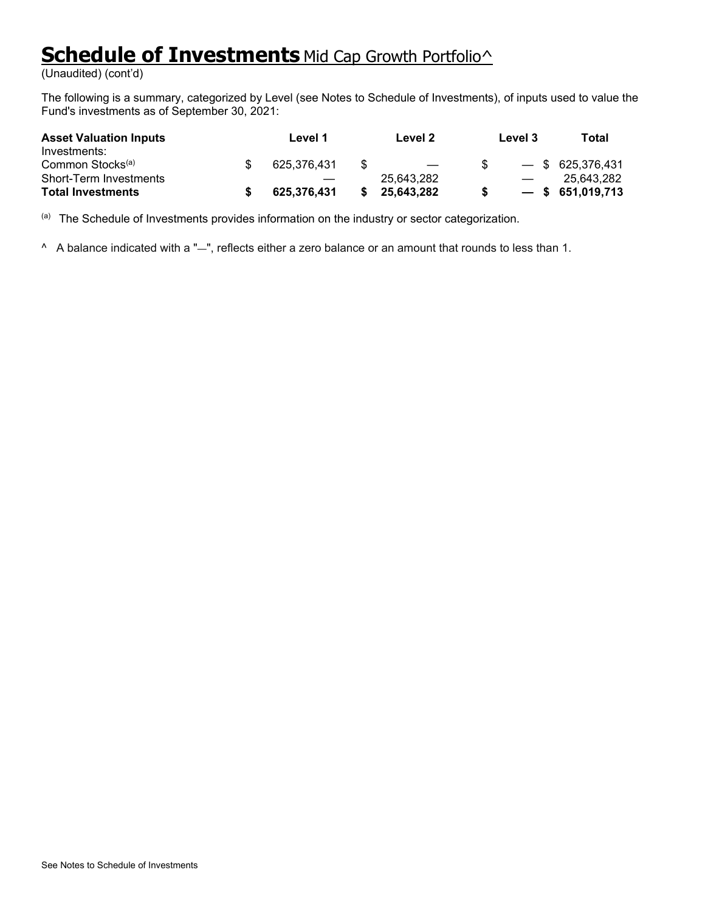# Schedule of Investments Mid Cap Growth Portfolio^

(Unaudited) (cont'd)

The following is a summary, categorized by Level (see Notes to Schedule of Investments), of inputs used to value the Fund's investments as of September 30, 2021:

| Asset Valuation Inputs | Level 1 | Level 2 | Level 3 | Total |
|---|---|---|---|---|
| Investments: | | | | |
| Common Stocks[(a)] | $ 625,376,431 | $ — | $ — | $ 625,376,431 |
| Short-Term Investments | — | 25,643,282 | — | 25,643,282 |
| **Total Investments** | **$ 625,376,431** | **$ 25,643,282** | **$ —** | **$ 651,019,713** |

[(a)] The Schedule of Investments provides information on the industry or sector categorization.

^ A balance indicated with a "—", reflects either a zero balance or an amount that rounds to less than 1.

See Notes to Schedule of Investments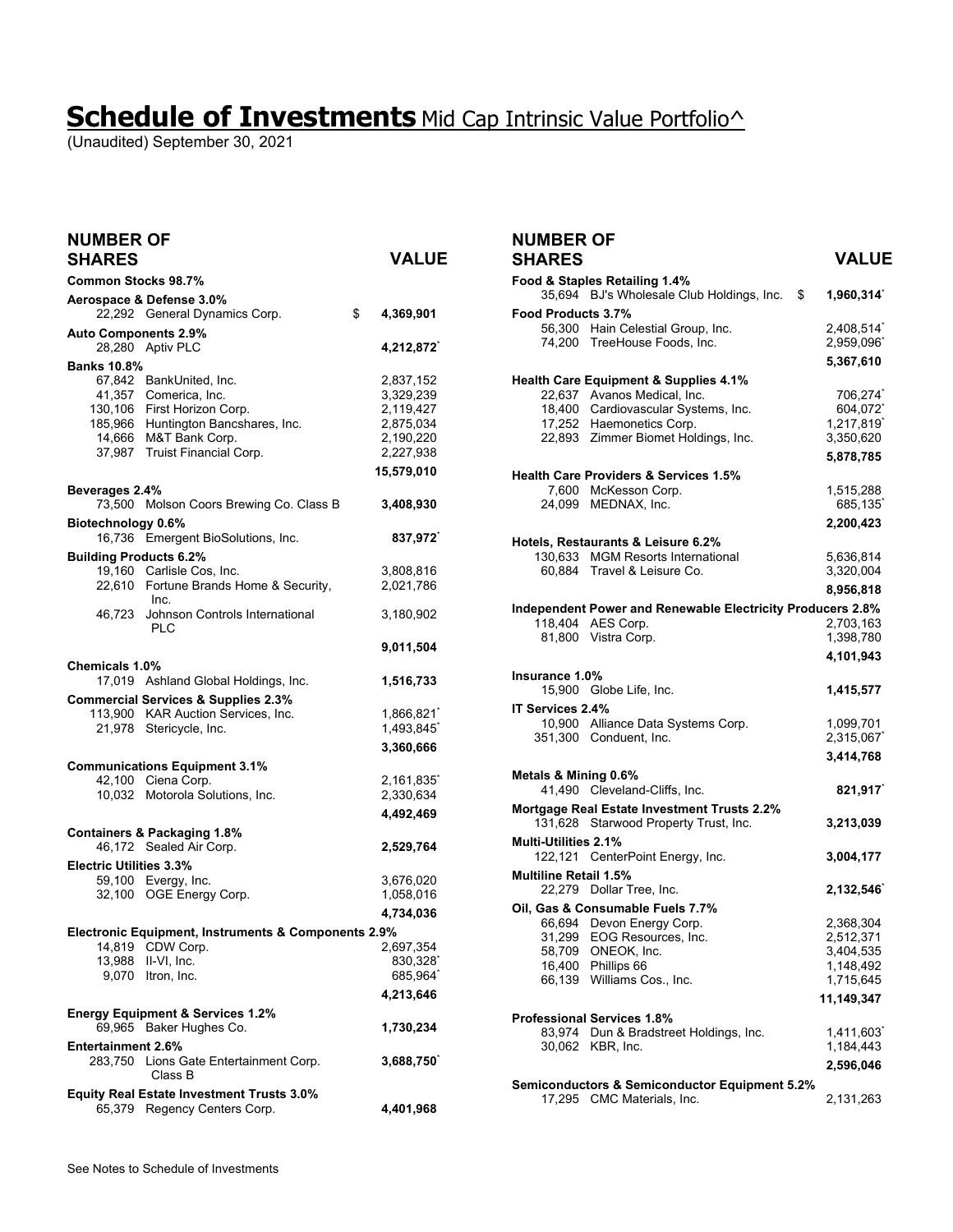# Schedule of Investments Mid Cap Intrinsic Value Portfolio^

(Unaudited) September 30, 2021

| NUMBER OF SHARES | | VALUE |
|---|---|---|
| **Common Stocks 98.7%** | | |
| **Aerospace & Defense 3.0%** | | |
| 22,292 | General Dynamics Corp. | $ **4,369,901** |
| **Auto Components 2.9%** | | |
| 28,280 | Aptiv PLC | **4,212,872*** |
| **Banks 10.8%** | | |
| 67,842 | BankUnited, Inc. | 2,837,152 |
| 41,357 | Comerica, Inc. | 3,329,239 |
| 130,106 | First Horizon Corp. | 2,119,427 |
| 185,966 | Huntington Bancshares, Inc. | 2,875,034 |
| 14,666 | M&T Bank Corp. | 2,190,220 |
| 37,987 | Truist Financial Corp. | 2,227,938 |
| | | **15,579,010** |
| **Beverages 2.4%** | | |
| 73,500 | Molson Coors Brewing Co. Class B | **3,408,930** |
| **Biotechnology 0.6%** | | |
| 16,736 | Emergent BioSolutions, Inc. | **837,972*** |
| **Building Products 6.2%** | | |
| 19,160 | Carlisle Cos, Inc. | 3,808,816 |
| 22,610 | Fortune Brands Home & Security, Inc. | 2,021,786 |
| 46,723 | Johnson Controls International PLC | 3,180,902 |
| | | **9,011,504** |
| **Chemicals 1.0%** | | |
| 17,019 | Ashland Global Holdings, Inc. | **1,516,733** |
| **Commercial Services & Supplies 2.3%** | | |
| 113,900 | KAR Auction Services, Inc. | 1,866,821* |
| 21,978 | Stericycle, Inc. | 1,493,845* |
| | | **3,360,666** |
| **Communications Equipment 3.1%** | | |
| 42,100 | Ciena Corp. | 2,161,835* |
| 10,032 | Motorola Solutions, Inc. | 2,330,634 |
| | | **4,492,469** |
| **Containers & Packaging 1.8%** | | |
| 46,172 | Sealed Air Corp. | **2,529,764** |
| **Electric Utilities 3.3%** | | |
| 59,100 | Evergy, Inc. | 3,676,020 |
| 32,100 | OGE Energy Corp. | 1,058,016 |
| | | **4,734,036** |
| **Electronic Equipment, Instruments & Components 2.9%** | | |
| 14,819 | CDW Corp. | 2,697,354 |
| 13,988 | II-VI, Inc. | 830,328* |
| 9,070 | Itron, Inc. | 685,964* |
| | | **4,213,646** |
| **Energy Equipment & Services 1.2%** | | |
| 69,965 | Baker Hughes Co. | **1,730,234** |
| **Entertainment 2.6%** | | |
| 283,750 | Lions Gate Entertainment Corp. Class B | **3,688,750*** |
| **Equity Real Estate Investment Trusts 3.0%** | | |
| 65,379 | Regency Centers Corp. | **4,401,968** |
| **Food & Staples Retailing 1.4%** | | |
| 35,694 | BJ's Wholesale Club Holdings, Inc. | $ **1,960,314*** |
| **Food Products 3.7%** | | |
| 56,300 | Hain Celestial Group, Inc. | 2,408,514* |
| 74,200 | TreeHouse Foods, Inc. | 2,959,096* |
| | | **5,367,610** |
| **Health Care Equipment & Supplies 4.1%** | | |
| 22,637 | Avanos Medical, Inc. | 706,274* |
| 18,400 | Cardiovascular Systems, Inc. | 604,072* |
| 17,252 | Haemonetics Corp. | 1,217,819* |
| 22,893 | Zimmer Biomet Holdings, Inc. | 3,350,620 |
| | | **5,878,785** |
| **Health Care Providers & Services 1.5%** | | |
| 7,600 | McKesson Corp. | 1,515,288 |
| 24,099 | MEDNAX, Inc. | 685,135* |
| | | **2,200,423** |
| **Hotels, Restaurants & Leisure 6.2%** | | |
| 130,633 | MGM Resorts International | 5,636,814 |
| 60,884 | Travel & Leisure Co. | 3,320,004 |
| | | **8,956,818** |
| **Independent Power and Renewable Electricity Producers 2.8%** | | |
| 118,404 | AES Corp. | 2,703,163 |
| 81,800 | Vistra Corp. | 1,398,780 |
| | | **4,101,943** |
| **Insurance 1.0%** | | |
| 15,900 | Globe Life, Inc. | **1,415,577** |
| **IT Services 2.4%** | | |
| 10,900 | Alliance Data Systems Corp. | 1,099,701 |
| 351,300 | Conduent, Inc. | 2,315,067* |
| | | **3,414,768** |
| **Metals & Mining 0.6%** | | |
| 41,490 | Cleveland-Cliffs, Inc. | **821,917*** |
| **Mortgage Real Estate Investment Trusts 2.2%** | | |
| 131,628 | Starwood Property Trust, Inc. | **3,213,039** |
| **Multi-Utilities 2.1%** | | |
| 122,121 | CenterPoint Energy, Inc. | **3,004,177** |
| **Multiline Retail 1.5%** | | |
| 22,279 | Dollar Tree, Inc. | **2,132,546*** |
| **Oil, Gas & Consumable Fuels 7.7%** | | |
| 66,694 | Devon Energy Corp. | 2,368,304 |
| 31,299 | EOG Resources, Inc. | 2,512,371 |
| 58,709 | ONEOK, Inc. | 3,404,535 |
| 16,400 | Phillips 66 | 1,148,492 |
| 66,139 | Williams Cos., Inc. | 1,715,645 |
| | | **11,149,347** |
| **Professional Services 1.8%** | | |
| 83,974 | Dun & Bradstreet Holdings, Inc. | 1,411,603* |
| 30,062 | KBR, Inc. | 1,184,443 |
| | | **2,596,046** |
| **Semiconductors & Semiconductor Equipment 5.2%** | | |
| 17,295 | CMC Materials, Inc. | 2,131,263 |

See Notes to Schedule of Investments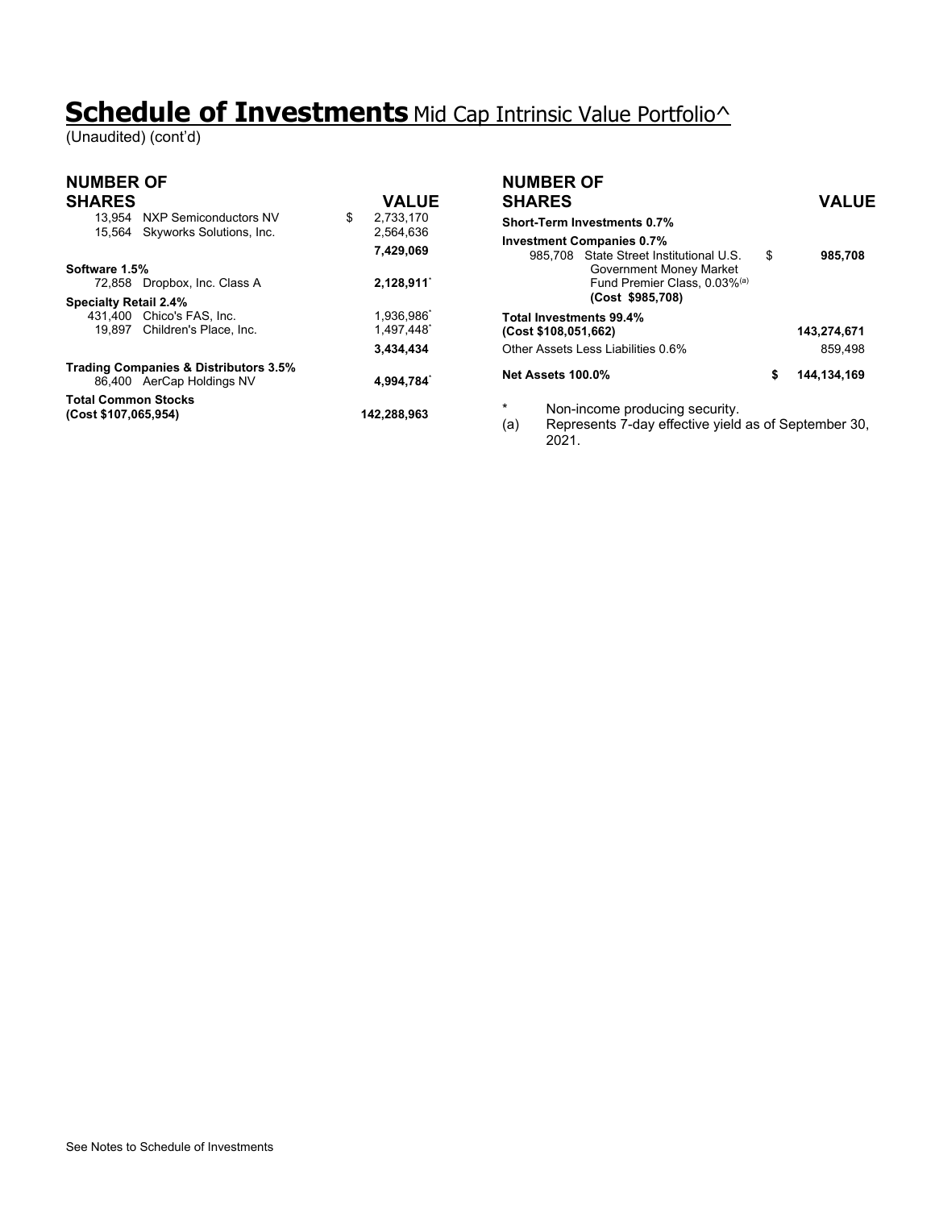# Schedule of Investments Mid Cap Intrinsic Value Portfolio^

(Unaudited) (cont'd)

| NUMBER OF SHARES | | VALUE |
|---|---|---|
| 13,954 | NXP Semiconductors NV | $ 2,733,170 |
| 15,564 | Skyworks Solutions, Inc. | 2,564,636 |
| | | **7,429,069** |
| **Software 1.5%** | | |
| 72,858 | Dropbox, Inc. Class A | **2,128,911*** |
| **Specialty Retail 2.4%** | | |
| 431,400 | Chico's FAS, Inc. | 1,936,986* |
| 19,897 | Children's Place, Inc. | 1,497,448* |
| | | **3,434,434** |
| **Trading Companies & Distributors 3.5%** | | |
| 86,400 | AerCap Holdings NV | **4,994,784*** |
| **Total Common Stocks (Cost $107,065,954)** | | **142,288,963** |
| **Short-Term Investments 0.7%** | | |
| **Investment Companies 0.7%** | | |
| 985,708 | State Street Institutional U.S. Government Money Market Fund Premier Class, 0.03%[(a)] **(Cost $985,708)** | $ **985,708** |
| **Total Investments 99.4% (Cost $108,051,662)** | | **143,274,671** |
| Other Assets Less Liabilities 0.6% | | 859,498 |
| **Net Assets 100.0%** | | **$ 144,134,169** |

\* Non-income producing security.

(a) Represents 7-day effective yield as of September 30, 2021.

See Notes to Schedule of Investments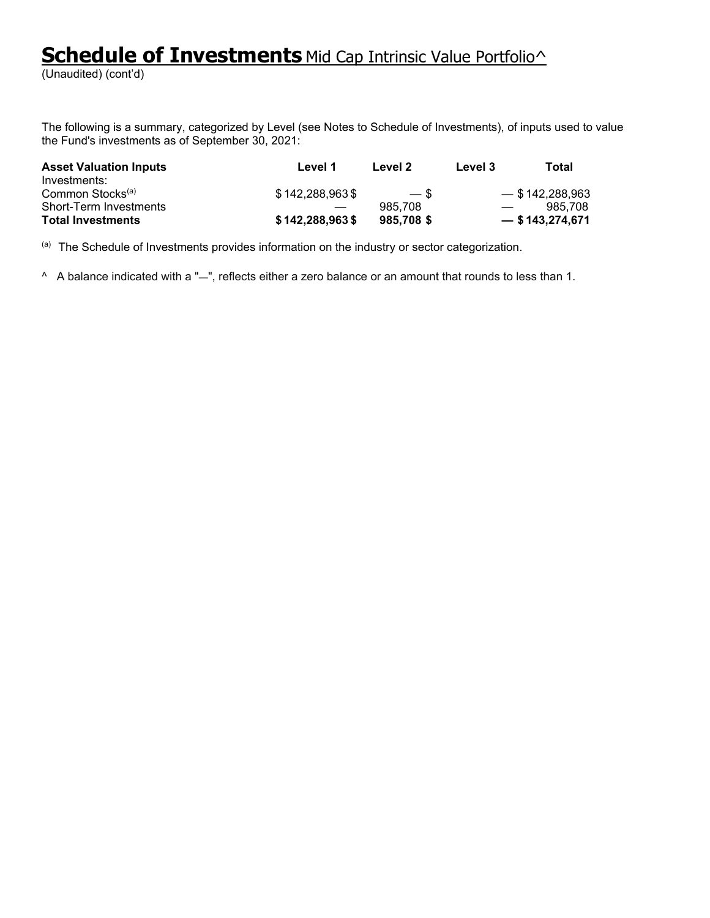# Schedule of Investments Mid Cap Intrinsic Value Portfolio^

(Unaudited) (cont'd)

The following is a summary, categorized by Level (see Notes to Schedule of Investments), of inputs used to value the Fund's investments as of September 30, 2021:

| Asset Valuation Inputs | Level 1 | Level 2 | Level 3 | Total |
|---|---|---|---|---|
| Investments: | | | | |
| Common Stocks[(a)] | $ 142,288,963 | $ — | $ — | $ 142,288,963 |
| Short-Term Investments | — | 985,708 | — | 985,708 |
| **Total Investments** | **$ 142,288,963** | **$ 985,708** | **$ —** | **$ 143,274,671** |

[(a)] The Schedule of Investments provides information on the industry or sector categorization.

^ A balance indicated with a "—", reflects either a zero balance or an amount that rounds to less than 1.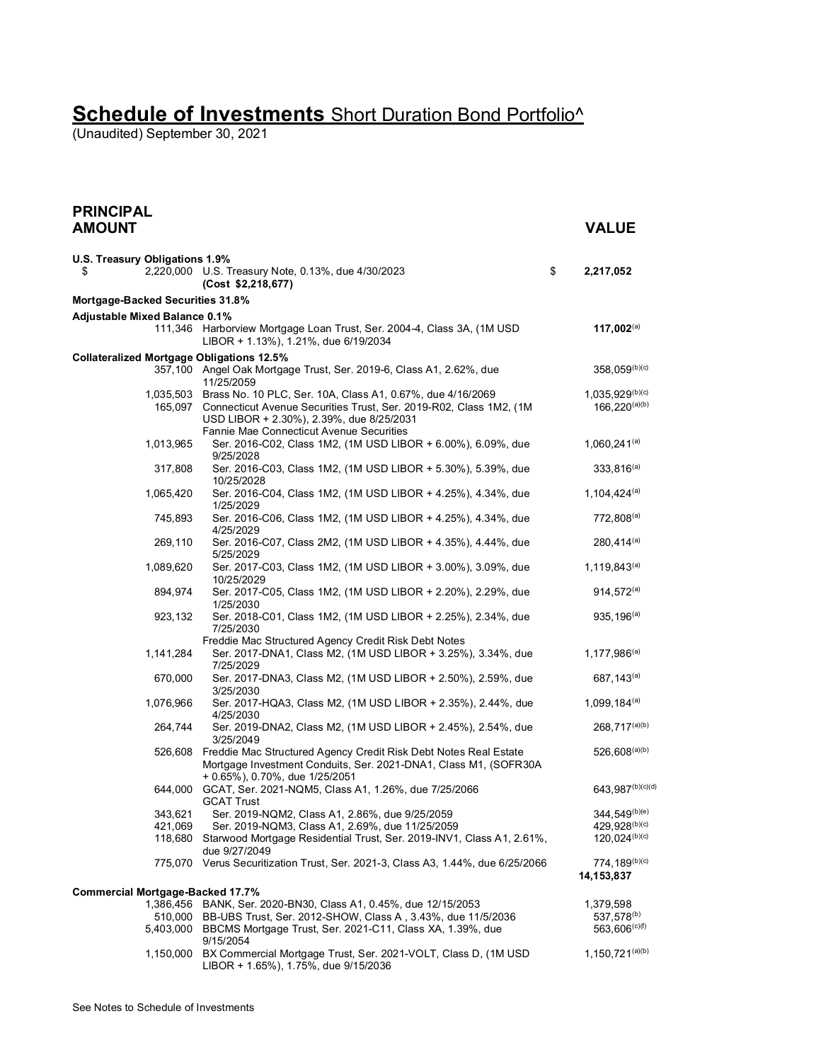# **Schedule of Investments** Short Duration Bond Portfolio^

(Unaudited) September 30, 2021

| PRINCIPAL AMOUNT | | VALUE |
|---|---|---|
| **U.S. Treasury Obligations 1.9%** | | |
| $ 2,220,000 | U.S. Treasury Note, 0.13%, due 4/30/2023 **(Cost $2,218,677)** | $ **2,217,052** |
| **Mortgage-Backed Securities 31.8%** | | |
| **Adjustable Mixed Balance 0.1%** | | |
| 111,346 | Harborview Mortgage Loan Trust, Ser. 2004-4, Class 3A, (1M USD LIBOR + 1.13%), 1.21%, due 6/19/2034 | **117,002**[(a)] |
| **Collateralized Mortgage Obligations 12.5%** | | |
| 357,100 | Angel Oak Mortgage Trust, Ser. 2019-6, Class A1, 2.62%, due 11/25/2059 | 358,059[(b)(c)] |
| 1,035,503 | Brass No. 10 PLC, Ser. 10A, Class A1, 0.67%, due 4/16/2069 | 1,035,929[(b)(c)] |
| 165,097 | Connecticut Avenue Securities Trust, Ser. 2019-R02, Class 1M2, (1M USD LIBOR + 2.30%), 2.39%, due 8/25/2031 | 166,220[(a)(b)] |
| | Fannie Mae Connecticut Avenue Securities | |
| 1,013,965 | Ser. 2016-C02, Class 1M2, (1M USD LIBOR + 6.00%), 6.09%, due 9/25/2028 | 1,060,241[(a)] |
| 317,808 | Ser. 2016-C03, Class 1M2, (1M USD LIBOR + 5.30%), 5.39%, due 10/25/2028 | 333,816[(a)] |
| 1,065,420 | Ser. 2016-C04, Class 1M2, (1M USD LIBOR + 4.25%), 4.34%, due 1/25/2029 | 1,104,424[(a)] |
| 745,893 | Ser. 2016-C06, Class 1M2, (1M USD LIBOR + 4.25%), 4.34%, due 4/25/2029 | 772,808[(a)] |
| 269,110 | Ser. 2016-C07, Class 2M2, (1M USD LIBOR + 4.35%), 4.44%, due 5/25/2029 | 280,414[(a)] |
| 1,089,620 | Ser. 2017-C03, Class 1M2, (1M USD LIBOR + 3.00%), 3.09%, due 10/25/2029 | 1,119,843[(a)] |
| 894,974 | Ser. 2017-C05, Class 1M2, (1M USD LIBOR + 2.20%), 2.29%, due 1/25/2030 | 914,572[(a)] |
| 923,132 | Ser. 2018-C01, Class 1M2, (1M USD LIBOR + 2.25%), 2.34%, due 7/25/2030 | 935,196[(a)] |
| | Freddie Mac Structured Agency Credit Risk Debt Notes | |
| 1,141,284 | Ser. 2017-DNA1, Class M2, (1M USD LIBOR + 3.25%), 3.34%, due 7/25/2029 | 1,177,986[(a)] |
| 670,000 | Ser. 2017-DNA3, Class M2, (1M USD LIBOR + 2.50%), 2.59%, due 3/25/2030 | 687,143[(a)] |
| 1,076,966 | Ser. 2017-HQA3, Class M2, (1M USD LIBOR + 2.35%), 2.44%, due 4/25/2030 | 1,099,184[(a)] |
| 264,744 | Ser. 2019-DNA2, Class M2, (1M USD LIBOR + 2.45%), 2.54%, due 3/25/2049 | 268,717[(a)(b)] |
| 526,608 | Freddie Mac Structured Agency Credit Risk Debt Notes Real Estate Mortgage Investment Conduits, Ser. 2021-DNA1, Class M1, (SOFR30A + 0.65%), 0.70%, due 1/25/2051 | 526,608[(a)(b)] |
| 644,000 | GCAT, Ser. 2021-NQM5, Class A1, 1.26%, due 7/25/2066 | 643,987[(b)(c)(d)] |
| | GCAT Trust | |
| 343,621 | Ser. 2019-NQM2, Class A1, 2.86%, due 9/25/2059 | 344,549[(b)(e)] |
| 421,069 | Ser. 2019-NQM3, Class A1, 2.69%, due 11/25/2059 | 429,928[(b)(c)] |
| 118,680 | Starwood Mortgage Residential Trust, Ser. 2019-INV1, Class A1, 2.61%, due 9/27/2049 | 120,024[(b)(c)] |
| 775,070 | Verus Securitization Trust, Ser. 2021-3, Class A3, 1.44%, due 6/25/2066 | 774,189[(b)(c)] |
| | | **14,153,837** |
| **Commercial Mortgage-Backed 17.7%** | | |
| 1,386,456 | BANK, Ser. 2020-BN30, Class A1, 0.45%, due 12/15/2053 | 1,379,598 |
| 510,000 | BB-UBS Trust, Ser. 2012-SHOW, Class A , 3.43%, due 11/5/2036 | 537,578[(b)] |
| 5,403,000 | BBCMS Mortgage Trust, Ser. 2021-C11, Class XA, 1.39%, due 9/15/2054 | 563,606[(c)(f)] |
| 1,150,000 | BX Commercial Mortgage Trust, Ser. 2021-VOLT, Class D, (1M USD LIBOR + 1.65%), 1.75%, due 9/15/2036 | 1,150,721[(a)(b)] |

See Notes to Schedule of Investments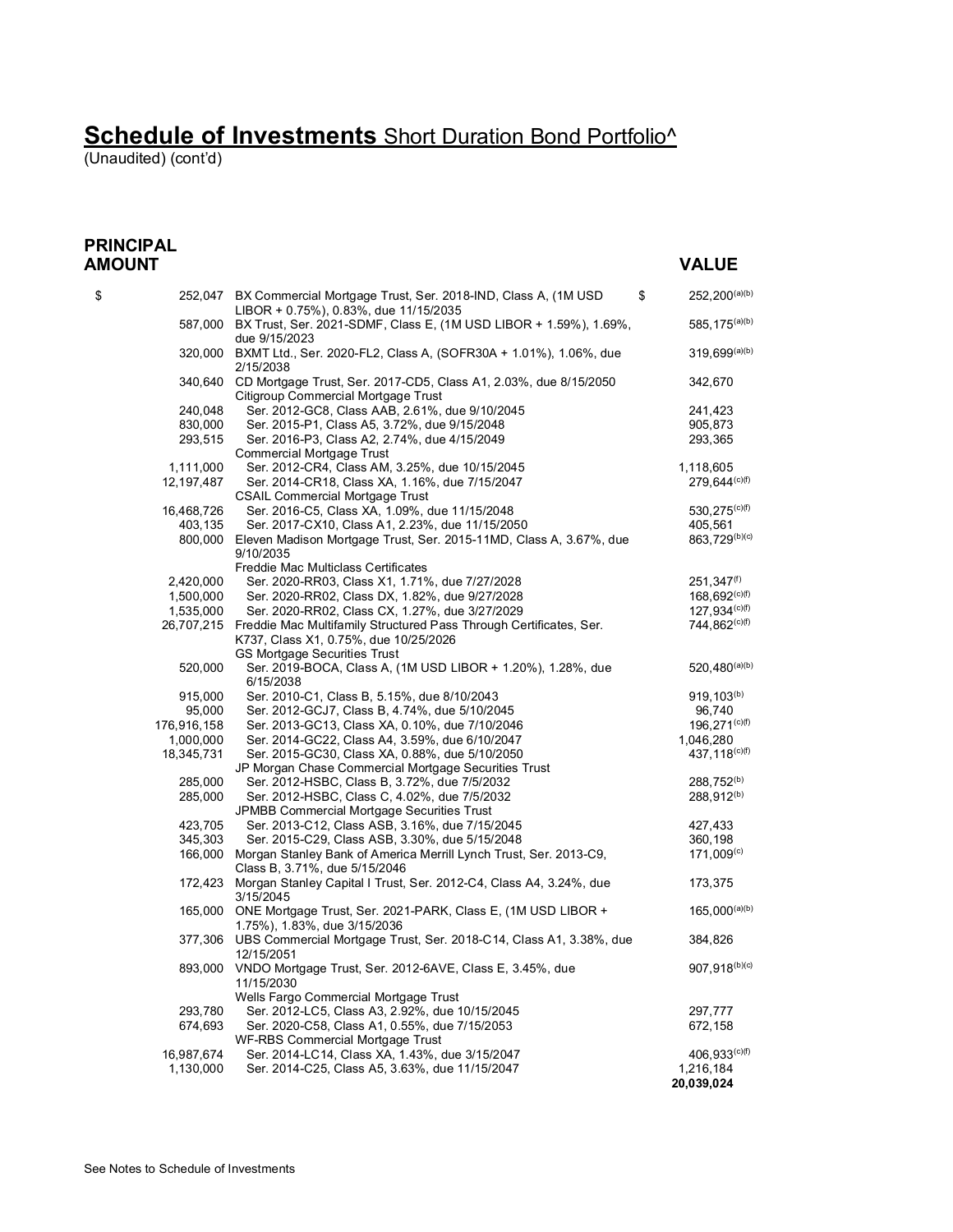# **Schedule of Investments** Short Duration Bond Portfolio^

(Unaudited) (cont'd)

| PRINCIPAL AMOUNT | | VALUE |
|---|---|---|
| $ 252,047 | BX Commercial Mortgage Trust, Ser. 2018-IND, Class A, (1M USD LIBOR + 0.75%), 0.83%, due 11/15/2035 | $ 252,200[(a)(b)] |
| 587,000 | BX Trust, Ser. 2021-SDMF, Class E, (1M USD LIBOR + 1.59%), 1.69%, due 9/15/2023 | 585,175[(a)(b)] |
| 320,000 | BXMT Ltd., Ser. 2020-FL2, Class A, (SOFR30A + 1.01%), 1.06%, due 2/15/2038 | 319,699[(a)(b)] |
| 340,640 | CD Mortgage Trust, Ser. 2017-CD5, Class A1, 2.03%, due 8/15/2050 | 342,670 |
| | Citigroup Commercial Mortgage Trust | |
| 240,048 | Ser. 2012-GC8, Class AAB, 2.61%, due 9/10/2045 | 241,423 |
| 830,000 | Ser. 2015-P1, Class A5, 3.72%, due 9/15/2048 | 905,873 |
| 293,515 | Ser. 2016-P3, Class A2, 2.74%, due 4/15/2049 | 293,365 |
| | Commercial Mortgage Trust | |
| 1,111,000 | Ser. 2012-CR4, Class AM, 3.25%, due 10/15/2045 | 1,118,605 |
| 12,197,487 | Ser. 2014-CR18, Class XA, 1.16%, due 7/15/2047 | 279,644[(c)(f)] |
| | CSAIL Commercial Mortgage Trust | |
| 16,468,726 | Ser. 2016-C5, Class XA, 1.09%, due 11/15/2048 | 530,275[(c)(f)] |
| 403,135 | Ser. 2017-CX10, Class A1, 2.23%, due 11/15/2050 | 405,561 |
| 800,000 | Eleven Madison Mortgage Trust, Ser. 2015-11MD, Class A, 3.67%, due 9/10/2035 | 863,729[(b)(c)] |
| | Freddie Mac Multiclass Certificates | |
| 2,420,000 | Ser. 2020-RR03, Class X1, 1.71%, due 7/27/2028 | 251,347[(f)] |
| 1,500,000 | Ser. 2020-RR02, Class DX, 1.82%, due 9/27/2028 | 168,692[(c)(f)] |
| 1,535,000 | Ser. 2020-RR02, Class CX, 1.27%, due 3/27/2029 | 127,934[(c)(f)] |
| 26,707,215 | Freddie Mac Multifamily Structured Pass Through Certificates, Ser. K737, Class X1, 0.75%, due 10/25/2026 | 744,862[(c)(f)] |
| | GS Mortgage Securities Trust | |
| 520,000 | Ser. 2019-BOCA, Class A, (1M USD LIBOR + 1.20%), 1.28%, due 6/15/2038 | 520,480[(a)(b)] |
| 915,000 | Ser. 2010-C1, Class B, 5.15%, due 8/10/2043 | 919,103[(b)] |
| 95,000 | Ser. 2012-GCJ7, Class B, 4.74%, due 5/10/2045 | 96,740 |
| 176,916,158 | Ser. 2013-GC13, Class XA, 0.10%, due 7/10/2046 | 196,271[(c)(f)] |
| 1,000,000 | Ser. 2014-GC22, Class A4, 3.59%, due 6/10/2047 | 1,046,280 |
| 18,345,731 | Ser. 2015-GC30, Class XA, 0.88%, due 5/10/2050 | 437,118[(c)(f)] |
| | JP Morgan Chase Commercial Mortgage Securities Trust | |
| 285,000 | Ser. 2012-HSBC, Class B, 3.72%, due 7/5/2032 | 288,752[(b)] |
| 285,000 | Ser. 2012-HSBC, Class C, 4.02%, due 7/5/2032 | 288,912[(b)] |
| | JPMBB Commercial Mortgage Securities Trust | |
| 423,705 | Ser. 2013-C12, Class ASB, 3.16%, due 7/15/2045 | 427,433 |
| 345,303 | Ser. 2015-C29, Class ASB, 3.30%, due 5/15/2048 | 360,198 |
| 166,000 | Morgan Stanley Bank of America Merrill Lynch Trust, Ser. 2013-C9, Class B, 3.71%, due 5/15/2046 | 171,009[(c)] |
| 172,423 | Morgan Stanley Capital I Trust, Ser. 2012-C4, Class A4, 3.24%, due 3/15/2045 | 173,375 |
| 165,000 | ONE Mortgage Trust, Ser. 2021-PARK, Class E, (1M USD LIBOR + 1.75%), 1.83%, due 3/15/2036 | 165,000[(a)(b)] |
| 377,306 | UBS Commercial Mortgage Trust, Ser. 2018-C14, Class A1, 3.38%, due 12/15/2051 | 384,826 |
| 893,000 | VNDO Mortgage Trust, Ser. 2012-6AVE, Class E, 3.45%, due 11/15/2030 | 907,918[(b)(c)] |
| | Wells Fargo Commercial Mortgage Trust | |
| 293,780 | Ser. 2012-LC5, Class A3, 2.92%, due 10/15/2045 | 297,777 |
| 674,693 | Ser. 2020-C58, Class A1, 0.55%, due 7/15/2053 | 672,158 |
| | WF-RBS Commercial Mortgage Trust | |
| 16,987,674 | Ser. 2014-LC14, Class XA, 1.43%, due 3/15/2047 | 406,933[(c)(f)] |
| 1,130,000 | Ser. 2014-C25, Class A5, 3.63%, due 11/15/2047 | 1,216,184 |
| | | **20,039,024** |

See Notes to Schedule of Investments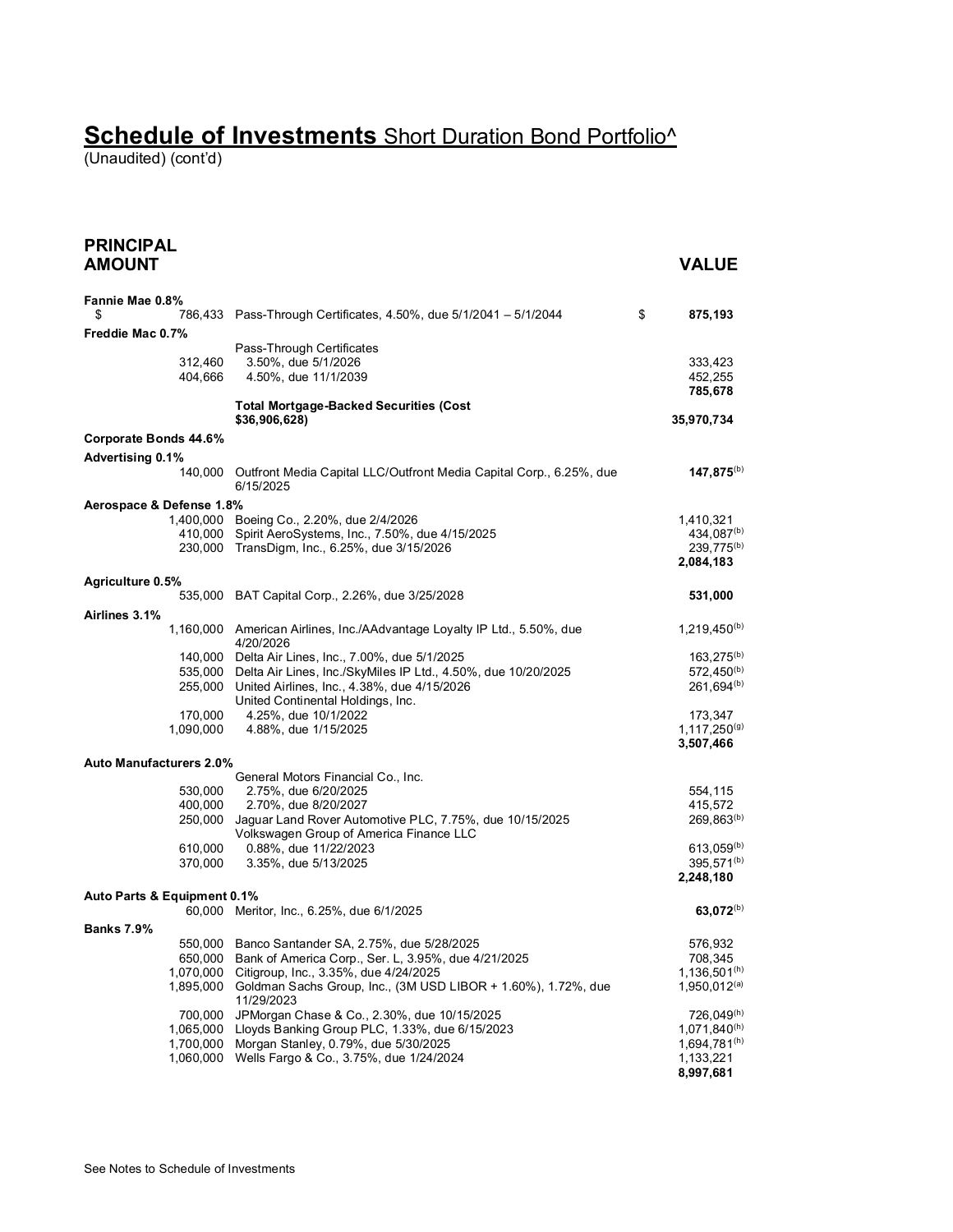# **Schedule of Investments** Short Duration Bond Portfolio^

(Unaudited) (cont'd)

| PRINCIPAL AMOUNT | | VALUE |
|---|---|---|
| **Fannie Mae 0.8%** | | |
| $ 786,433 | Pass-Through Certificates, 4.50%, due 5/1/2041 – 5/1/2044 | $ **875,193** |
| **Freddie Mac 0.7%** | | |
| | Pass-Through Certificates | |
| 312,460 | 3.50%, due 5/1/2026 | 333,423 |
| 404,666 | 4.50%, due 11/1/2039 | 452,255 |
| | | **785,678** |
| | **Total Mortgage-Backed Securities (Cost $36,906,628)** | **35,970,734** |
| **Corporate Bonds 44.6%** | | |
| **Advertising 0.1%** | | |
| 140,000 | Outfront Media Capital LLC/Outfront Media Capital Corp., 6.25%, due 6/15/2025 | **147,875**[(b)] |
| **Aerospace & Defense 1.8%** | | |
| 1,400,000 | Boeing Co., 2.20%, due 2/4/2026 | 1,410,321 |
| 410,000 | Spirit AeroSystems, Inc., 7.50%, due 4/15/2025 | 434,087[(b)] |
| 230,000 | TransDigm, Inc., 6.25%, due 3/15/2026 | 239,775[(b)] |
| | | **2,084,183** |
| **Agriculture 0.5%** | | |
| 535,000 | BAT Capital Corp., 2.26%, due 3/25/2028 | **531,000** |
| **Airlines 3.1%** | | |
| 1,160,000 | American Airlines, Inc./AAdvantage Loyalty IP Ltd., 5.50%, due 4/20/2026 | 1,219,450[(b)] |
| 140,000 | Delta Air Lines, Inc., 7.00%, due 5/1/2025 | 163,275[(b)] |
| 535,000 | Delta Air Lines, Inc./SkyMiles IP Ltd., 4.50%, due 10/20/2025 | 572,450[(b)] |
| 255,000 | United Airlines, Inc., 4.38%, due 4/15/2026 | 261,694[(b)] |
| | United Continental Holdings, Inc. | |
| 170,000 | 4.25%, due 10/1/2022 | 173,347 |
| 1,090,000 | 4.88%, due 1/15/2025 | 1,117,250[(g)] |
| | | **3,507,466** |
| **Auto Manufacturers 2.0%** | | |
| | General Motors Financial Co., Inc. | |
| 530,000 | 2.75%, due 6/20/2025 | 554,115 |
| 400,000 | 2.70%, due 8/20/2027 | 415,572 |
| 250,000 | Jaguar Land Rover Automotive PLC, 7.75%, due 10/15/2025 | 269,863[(b)] |
| | Volkswagen Group of America Finance LLC | |
| 610,000 | 0.88%, due 11/22/2023 | 613,059[(b)] |
| 370,000 | 3.35%, due 5/13/2025 | 395,571[(b)] |
| | | **2,248,180** |
| **Auto Parts & Equipment 0.1%** | | |
| 60,000 | Meritor, Inc., 6.25%, due 6/1/2025 | **63,072**[(b)] |
| **Banks 7.9%** | | |
| 550,000 | Banco Santander SA, 2.75%, due 5/28/2025 | 576,932 |
| 650,000 | Bank of America Corp., Ser. L, 3.95%, due 4/21/2025 | 708,345 |
| 1,070,000 | Citigroup, Inc., 3.35%, due 4/24/2025 | 1,136,501[(h)] |
| 1,895,000 | Goldman Sachs Group, Inc., (3M USD LIBOR + 1.60%), 1.72%, due 11/29/2023 | 1,950,012[(a)] |
| 700,000 | JPMorgan Chase & Co., 2.30%, due 10/15/2025 | 726,049[(h)] |
| 1,065,000 | Lloyds Banking Group PLC, 1.33%, due 6/15/2023 | 1,071,840[(h)] |
| 1,700,000 | Morgan Stanley, 0.79%, due 5/30/2025 | 1,694,781[(h)] |
| 1,060,000 | Wells Fargo & Co., 3.75%, due 1/24/2024 | 1,133,221 |
| | | **8,997,681** |

See Notes to Schedule of Investments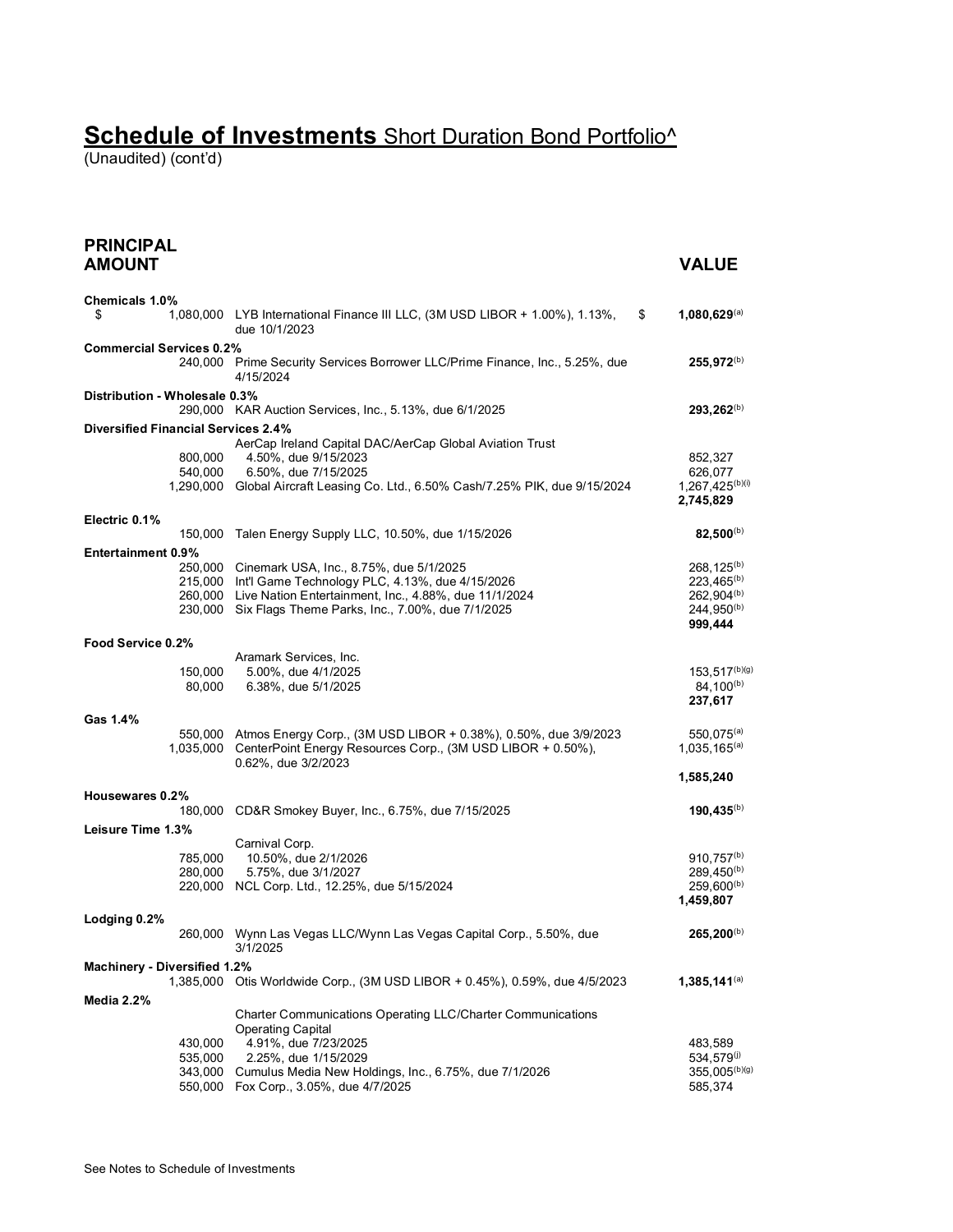# Schedule of Investments Short Duration Bond Portfolio^

(Unaudited) (cont'd)

| PRINCIPAL AMOUNT | | VALUE |
|---|---|---|
| **Chemicals 1.0%** | | |
| $ 1,080,000 | LYB International Finance III LLC, (3M USD LIBOR + 1.00%), 1.13%, due 10/1/2023 | $ **1,080,629**[(a)] |
| **Commercial Services 0.2%** | | |
| 240,000 | Prime Security Services Borrower LLC/Prime Finance, Inc., 5.25%, due 4/15/2024 | **255,972**[(b)] |
| **Distribution - Wholesale 0.3%** | | |
| 290,000 | KAR Auction Services, Inc., 5.13%, due 6/1/2025 | **293,262**[(b)] |
| **Diversified Financial Services 2.4%** | | |
| | AerCap Ireland Capital DAC/AerCap Global Aviation Trust | |
| 800,000 | 4.50%, due 9/15/2023 | 852,327 |
| 540,000 | 6.50%, due 7/15/2025 | 626,077 |
| 1,290,000 | Global Aircraft Leasing Co. Ltd., 6.50% Cash/7.25% PIK, due 9/15/2024 | 1,267,425[(b)(i)] |
| | | **2,745,829** |
| **Electric 0.1%** | | |
| 150,000 | Talen Energy Supply LLC, 10.50%, due 1/15/2026 | **82,500**[(b)] |
| **Entertainment 0.9%** | | |
| 250,000 | Cinemark USA, Inc., 8.75%, due 5/1/2025 | 268,125[(b)] |
| 215,000 | Int'l Game Technology PLC, 4.13%, due 4/15/2026 | 223,465[(b)] |
| 260,000 | Live Nation Entertainment, Inc., 4.88%, due 11/1/2024 | 262,904[(b)] |
| 230,000 | Six Flags Theme Parks, Inc., 7.00%, due 7/1/2025 | 244,950[(b)] |
| | | **999,444** |
| **Food Service 0.2%** | | |
| | Aramark Services, Inc. | |
| 150,000 | 5.00%, due 4/1/2025 | 153,517[(b)(g)] |
| 80,000 | 6.38%, due 5/1/2025 | 84,100[(b)] |
| | | **237,617** |
| **Gas 1.4%** | | |
| 550,000 | Atmos Energy Corp., (3M USD LIBOR + 0.38%), 0.50%, due 3/9/2023 | 550,075[(a)] |
| 1,035,000 | CenterPoint Energy Resources Corp., (3M USD LIBOR + 0.50%), 0.62%, due 3/2/2023 | 1,035,165[(a)] |
| | | **1,585,240** |
| **Housewares 0.2%** | | |
| 180,000 | CD&R Smokey Buyer, Inc., 6.75%, due 7/15/2025 | **190,435**[(b)] |
| **Leisure Time 1.3%** | | |
| | Carnival Corp. | |
| 785,000 | 10.50%, due 2/1/2026 | 910,757[(b)] |
| 280,000 | 5.75%, due 3/1/2027 | 289,450[(b)] |
| 220,000 | NCL Corp. Ltd., 12.25%, due 5/15/2024 | 259,600[(b)] |
| | | **1,459,807** |
| **Lodging 0.2%** | | |
| 260,000 | Wynn Las Vegas LLC/Wynn Las Vegas Capital Corp., 5.50%, due 3/1/2025 | **265,200**[(b)] |
| **Machinery - Diversified 1.2%** | | |
| 1,385,000 | Otis Worldwide Corp., (3M USD LIBOR + 0.45%), 0.59%, due 4/5/2023 | **1,385,141**[(a)] |
| **Media 2.2%** | | |
| | Charter Communications Operating LLC/Charter Communications Operating Capital | |
| 430,000 | 4.91%, due 7/23/2025 | 483,589 |
| 535,000 | 2.25%, due 1/15/2029 | 534,579[(j)] |
| 343,000 | Cumulus Media New Holdings, Inc., 6.75%, due 7/1/2026 | 355,005[(b)(g)] |
| 550,000 | Fox Corp., 3.05%, due 4/7/2025 | 585,374 |

See Notes to Schedule of Investments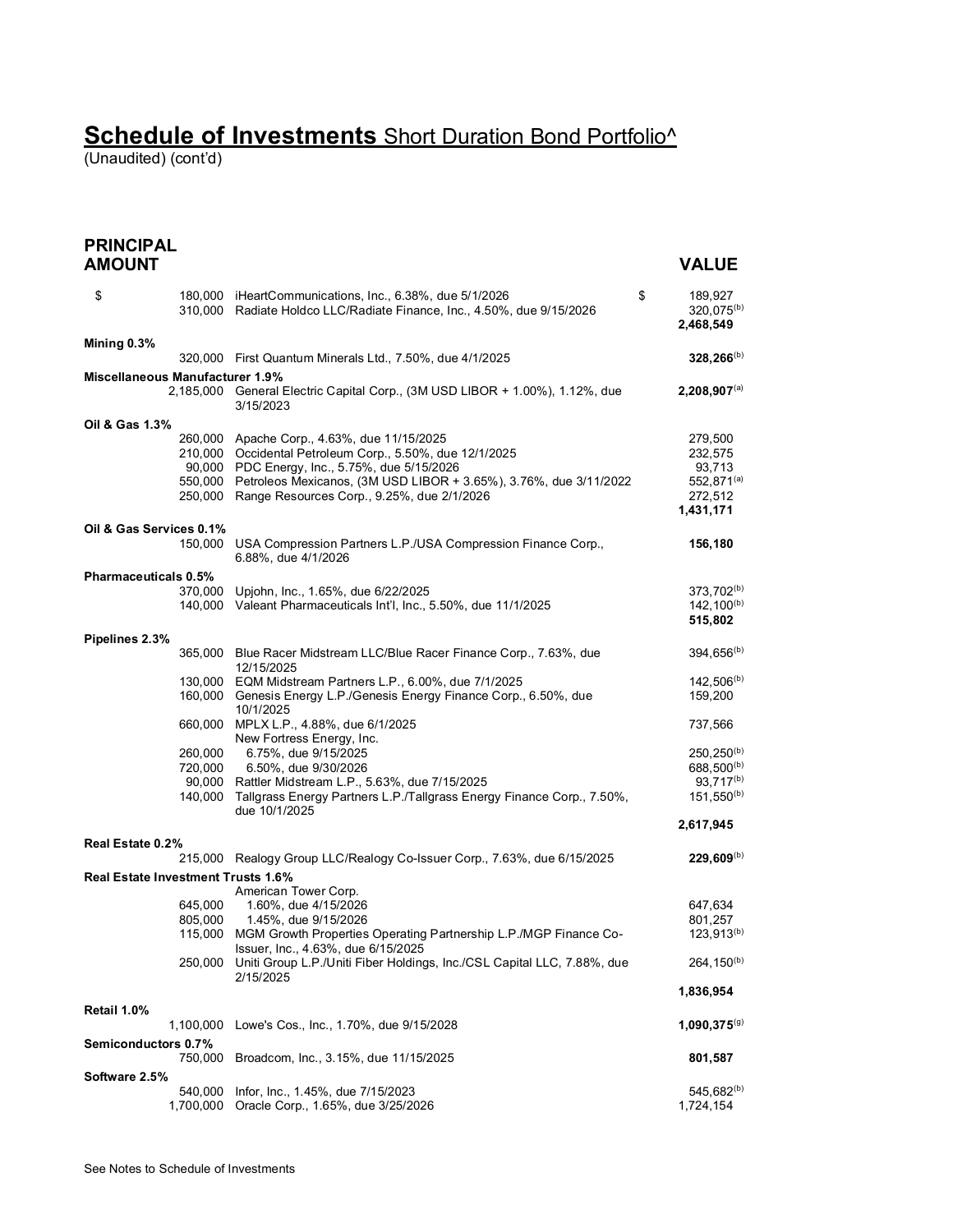# **Schedule of Investments** Short Duration Bond Portfolio^

(Unaudited) (cont'd)

| PRINCIPAL AMOUNT | | VALUE |
|---|---|---|
| $ 180,000 | iHeartCommunications, Inc., 6.38%, due 5/1/2026 | $ 189,927 |
| 310,000 | Radiate Holdco LLC/Radiate Finance, Inc., 4.50%, due 9/15/2026 | 320,075[(b)] |
| | | **2,468,549** |
| **Mining 0.3%** | | |
| 320,000 | First Quantum Minerals Ltd., 7.50%, due 4/1/2025 | **328,266**[(b)] |
| **Miscellaneous Manufacturer 1.9%** | | |
| 2,185,000 | General Electric Capital Corp., (3M USD LIBOR + 1.00%), 1.12%, due 3/15/2023 | **2,208,907**[(a)] |
| **Oil & Gas 1.3%** | | |
| 260,000 | Apache Corp., 4.63%, due 11/15/2025 | 279,500 |
| 210,000 | Occidental Petroleum Corp., 5.50%, due 12/1/2025 | 232,575 |
| 90,000 | PDC Energy, Inc., 5.75%, due 5/15/2026 | 93,713 |
| 550,000 | Petroleos Mexicanos, (3M USD LIBOR + 3.65%), 3.76%, due 3/11/2022 | 552,871[(a)] |
| 250,000 | Range Resources Corp., 9.25%, due 2/1/2026 | 272,512 |
| | | **1,431,171** |
| **Oil & Gas Services 0.1%** | | |
| 150,000 | USA Compression Partners L.P./USA Compression Finance Corp., 6.88%, due 4/1/2026 | **156,180** |
| **Pharmaceuticals 0.5%** | | |
| 370,000 | Upjohn, Inc., 1.65%, due 6/22/2025 | 373,702[(b)] |
| 140,000 | Valeant Pharmaceuticals Int'l, Inc., 5.50%, due 11/1/2025 | 142,100[(b)] |
| | | **515,802** |
| **Pipelines 2.3%** | | |
| 365,000 | Blue Racer Midstream LLC/Blue Racer Finance Corp., 7.63%, due 12/15/2025 | 394,656[(b)] |
| 130,000 | EQM Midstream Partners L.P., 6.00%, due 7/1/2025 | 142,506[(b)] |
| 160,000 | Genesis Energy L.P./Genesis Energy Finance Corp., 6.50%, due 10/1/2025 | 159,200 |
| 660,000 | MPLX L.P., 4.88%, due 6/1/2025 | 737,566 |
| | New Fortress Energy, Inc. | |
| 260,000 | 6.75%, due 9/15/2025 | 250,250[(b)] |
| 720,000 | 6.50%, due 9/30/2026 | 688,500[(b)] |
| 90,000 | Rattler Midstream L.P., 5.63%, due 7/15/2025 | 93,717[(b)] |
| 140,000 | Tallgrass Energy Partners L.P./Tallgrass Energy Finance Corp., 7.50%, due 10/1/2025 | 151,550[(b)] |
| | | **2,617,945** |
| **Real Estate 0.2%** | | |
| 215,000 | Realogy Group LLC/Realogy Co-Issuer Corp., 7.63%, due 6/15/2025 | **229,609**[(b)] |
| **Real Estate Investment Trusts 1.6%** | | |
| | American Tower Corp. | |
| 645,000 | 1.60%, due 4/15/2026 | 647,634 |
| 805,000 | 1.45%, due 9/15/2026 | 801,257 |
| 115,000 | MGM Growth Properties Operating Partnership L.P./MGP Finance Co-Issuer, Inc., 4.63%, due 6/15/2025 | 123,913[(b)] |
| 250,000 | Uniti Group L.P./Uniti Fiber Holdings, Inc./CSL Capital LLC, 7.88%, due 2/15/2025 | 264,150[(b)] |
| | | **1,836,954** |
| **Retail 1.0%** | | |
| 1,100,000 | Lowe's Cos., Inc., 1.70%, due 9/15/2028 | **1,090,375**[(g)] |
| **Semiconductors 0.7%** | | |
| 750,000 | Broadcom, Inc., 3.15%, due 11/15/2025 | **801,587** |
| **Software 2.5%** | | |
| 540,000 | Infor, Inc., 1.45%, due 7/15/2023 | 545,682[(b)] |
| 1,700,000 | Oracle Corp., 1.65%, due 3/25/2026 | 1,724,154 |

See Notes to Schedule of Investments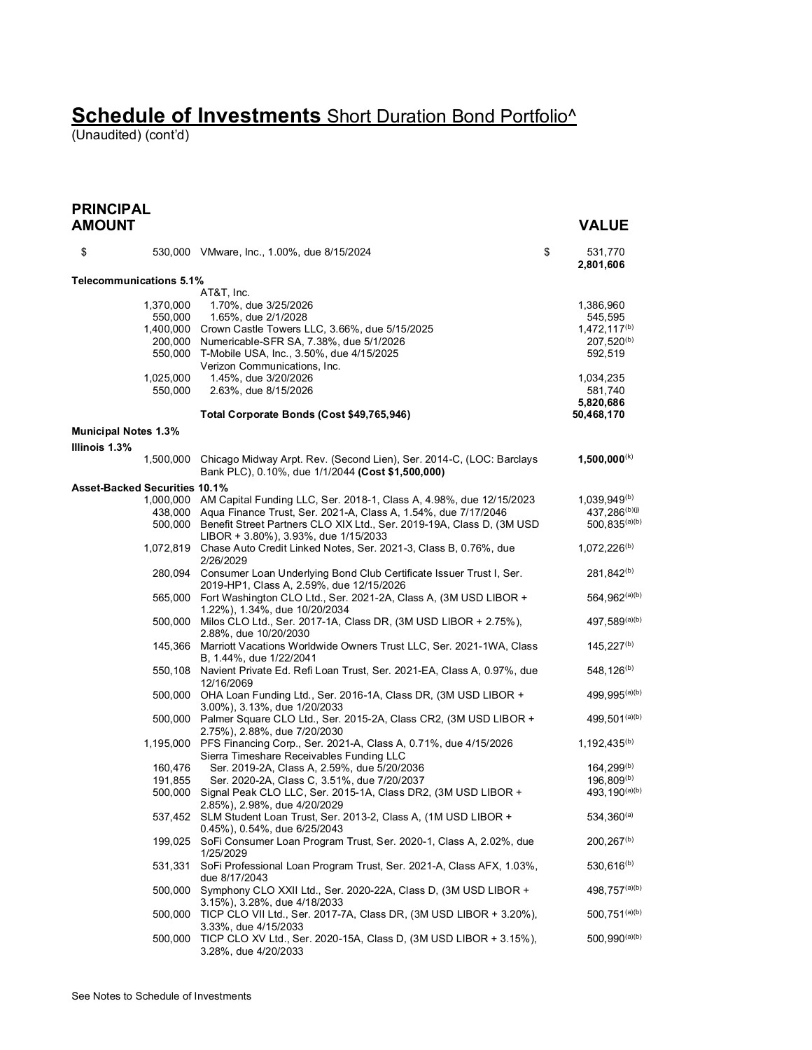# **Schedule of Investments** Short Duration Bond Portfolio^

(Unaudited) (cont'd)

| PRINCIPAL AMOUNT | | VALUE |
|---|---|---|
| $ 530,000 | VMware, Inc., 1.00%, due 8/15/2024 | $ 531,770 |
| | | **2,801,606** |
| **Telecommunications 5.1%** | | |
| | AT&T, Inc. | |
| 1,370,000 | 1.70%, due 3/25/2026 | 1,386,960 |
| 550,000 | 1.65%, due 2/1/2028 | 545,595 |
| 1,400,000 | Crown Castle Towers LLC, 3.66%, due 5/15/2025 | 1,472,117[(b)] |
| 200,000 | Numericable-SFR SA, 7.38%, due 5/1/2026 | 207,520[(b)] |
| 550,000 | T-Mobile USA, Inc., 3.50%, due 4/15/2025 | 592,519 |
| | Verizon Communications, Inc. | |
| 1,025,000 | 1.45%, due 3/20/2026 | 1,034,235 |
| 550,000 | 2.63%, due 8/15/2026 | 581,740 |
| | | **5,820,686** |
| | **Total Corporate Bonds (Cost $49,765,946)** | **50,468,170** |
| **Municipal Notes 1.3%** | | |
| **Illinois 1.3%** | | |
| 1,500,000 | Chicago Midway Arpt. Rev. (Second Lien), Ser. 2014-C, (LOC: Barclays Bank PLC), 0.10%, due 1/1/2044 **(Cost $1,500,000)** | **1,500,000**[(k)] |
| **Asset-Backed Securities 10.1%** | | |
| 1,000,000 | AM Capital Funding LLC, Ser. 2018-1, Class A, 4.98%, due 12/15/2023 | 1,039,949[(b)] |
| 438,000 | Aqua Finance Trust, Ser. 2021-A, Class A, 1.54%, due 7/17/2046 | 437,286[(b)(j)] |
| 500,000 | Benefit Street Partners CLO XIX Ltd., Ser. 2019-19A, Class D, (3M USD LIBOR + 3.80%), 3.93%, due 1/15/2033 | 500,835[(a)(b)] |
| 1,072,819 | Chase Auto Credit Linked Notes, Ser. 2021-3, Class B, 0.76%, due 2/26/2029 | 1,072,226[(b)] |
| 280,094 | Consumer Loan Underlying Bond Club Certificate Issuer Trust I, Ser. 2019-HP1, Class A, 2.59%, due 12/15/2026 | 281,842[(b)] |
| 565,000 | Fort Washington CLO Ltd., Ser. 2021-2A, Class A, (3M USD LIBOR + 1.22%), 1.34%, due 10/20/2034 | 564,962[(a)(b)] |
| 500,000 | Milos CLO Ltd., Ser. 2017-1A, Class DR, (3M USD LIBOR + 2.75%), 2.88%, due 10/20/2030 | 497,589[(a)(b)] |
| 145,366 | Marriott Vacations Worldwide Owners Trust LLC, Ser. 2021-1WA, Class B, 1.44%, due 1/22/2041 | 145,227[(b)] |
| 550,108 | Navient Private Ed. Refi Loan Trust, Ser. 2021-EA, Class A, 0.97%, due 12/16/2069 | 548,126[(b)] |
| 500,000 | OHA Loan Funding Ltd., Ser. 2016-1A, Class DR, (3M USD LIBOR + 3.00%), 3.13%, due 1/20/2033 | 499,995[(a)(b)] |
| 500,000 | Palmer Square CLO Ltd., Ser. 2015-2A, Class CR2, (3M USD LIBOR + 2.75%), 2.88%, due 7/20/2030 | 499,501[(a)(b)] |
| 1,195,000 | PFS Financing Corp., Ser. 2021-A, Class A, 0.71%, due 4/15/2026 | 1,192,435[(b)] |
| | Sierra Timeshare Receivables Funding LLC | |
| 160,476 | Ser. 2019-2A, Class A, 2.59%, due 5/20/2036 | 164,299[(b)] |
| 191,855 | Ser. 2020-2A, Class C, 3.51%, due 7/20/2037 | 196,809[(b)] |
| 500,000 | Signal Peak CLO LLC, Ser. 2015-1A, Class DR2, (3M USD LIBOR + 2.85%), 2.98%, due 4/20/2029 | 493,190[(a)(b)] |
| 537,452 | SLM Student Loan Trust, Ser. 2013-2, Class A, (1M USD LIBOR + 0.45%), 0.54%, due 6/25/2043 | 534,360[(a)] |
| 199,025 | SoFi Consumer Loan Program Trust, Ser. 2020-1, Class A, 2.02%, due 1/25/2029 | 200,267[(b)] |
| 531,331 | SoFi Professional Loan Program Trust, Ser. 2021-A, Class AFX, 1.03%, due 8/17/2043 | 530,616[(b)] |
| 500,000 | Symphony CLO XXII Ltd., Ser. 2020-22A, Class D, (3M USD LIBOR + 3.15%), 3.28%, due 4/18/2033 | 498,757[(a)(b)] |
| 500,000 | TICP CLO VII Ltd., Ser. 2017-7A, Class DR, (3M USD LIBOR + 3.20%), 3.33%, due 4/15/2033 | 500,751[(a)(b)] |
| 500,000 | TICP CLO XV Ltd., Ser. 2020-15A, Class D, (3M USD LIBOR + 3.15%), 3.28%, due 4/20/2033 | 500,990[(a)(b)] |

See Notes to Schedule of Investments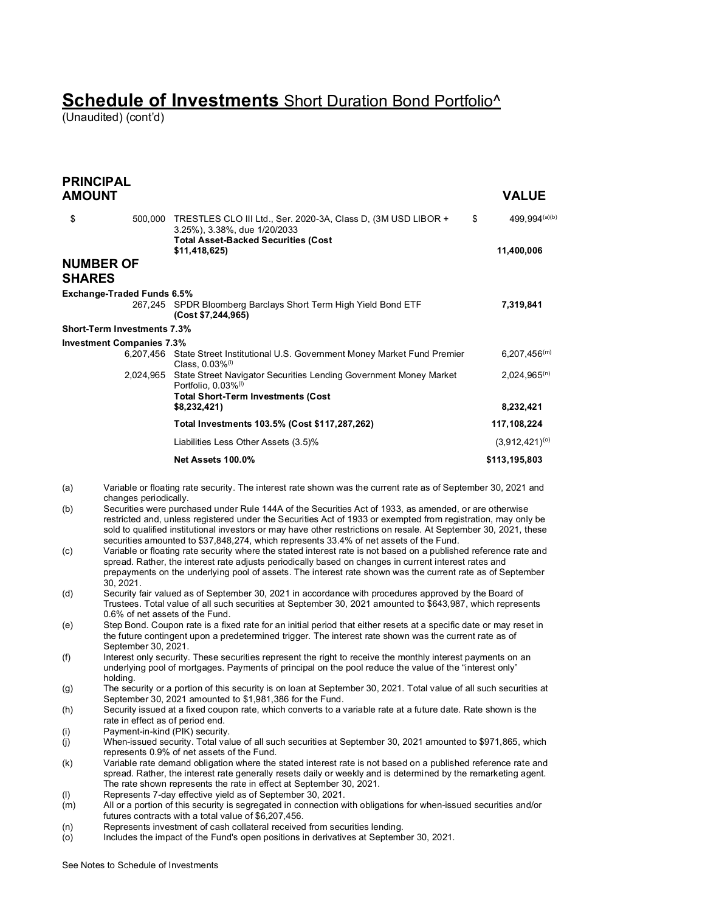# **Schedule of Investments** Short Duration Bond Portfolio^

(Unaudited) (cont'd)

| PRINCIPAL AMOUNT | | | VALUE |
|---|---|---|---|
| $ 500,000 | TRESTLES CLO III Ltd., Ser. 2020-3A, Class D, (3M USD LIBOR + 3.25%), 3.38%, due 1/20/2033 | $ | 499,994[(a)(b)] |
| | **Total Asset-Backed Securities (Cost $11,418,625)** | | **11,400,006** |
| **NUMBER OF SHARES** | | | |
| **Exchange-Traded Funds 6.5%** | | | |
| 267,245 | SPDR Bloomberg Barclays Short Term High Yield Bond ETF **(Cost $7,244,965)** | | **7,319,841** |
| **Short-Term Investments 7.3%** | | | |
| **Investment Companies 7.3%** | | | |
| 6,207,456 | State Street Institutional U.S. Government Money Market Fund Premier Class, 0.03%[(l)] | | 6,207,456[(m)] |
| 2,024,965 | State Street Navigator Securities Lending Government Money Market Portfolio, 0.03%[(l)] | | 2,024,965[(n)] |
| | **Total Short-Term Investments (Cost $8,232,421)** | | **8,232,421** |
| | **Total Investments 103.5% (Cost $117,287,262)** | | **117,108,224** |
| | Liabilities Less Other Assets (3.5)% | | (3,912,421)[(o)] |
| | **Net Assets 100.0%** | | **$113,195,803** |

(a) Variable or floating rate security. The interest rate shown was the current rate as of September 30, 2021 and changes periodically.

(b) Securities were purchased under Rule 144A of the Securities Act of 1933, as amended, or are otherwise restricted and, unless registered under the Securities Act of 1933 or exempted from registration, may only be sold to qualified institutional investors or may have other restrictions on resale. At September 30, 2021, these securities amounted to $37,848,274, which represents 33.4% of net assets of the Fund.

(c) Variable or floating rate security where the stated interest rate is not based on a published reference rate and spread. Rather, the interest rate adjusts periodically based on changes in current interest rates and prepayments on the underlying pool of assets. The interest rate shown was the current rate as of September 30, 2021.

(d) Security fair valued as of September 30, 2021 in accordance with procedures approved by the Board of Trustees. Total value of all such securities at September 30, 2021 amounted to $643,987, which represents 0.6% of net assets of the Fund.

(e) Step Bond. Coupon rate is a fixed rate for an initial period that either resets at a specific date or may reset in the future contingent upon a predetermined trigger. The interest rate shown was the current rate as of September 30, 2021.

(f) Interest only security. These securities represent the right to receive the monthly interest payments on an underlying pool of mortgages. Payments of principal on the pool reduce the value of the "interest only" holding.

(g) The security or a portion of this security is on loan at September 30, 2021. Total value of all such securities at September 30, 2021 amounted to $1,981,386 for the Fund.

(h) Security issued at a fixed coupon rate, which converts to a variable rate at a future date. Rate shown is the rate in effect as of period end.

(i) Payment-in-kind (PIK) security.

(j) When-issued security. Total value of all such securities at September 30, 2021 amounted to $971,865, which represents 0.9% of net assets of the Fund.

(k) Variable rate demand obligation where the stated interest rate is not based on a published reference rate and spread. Rather, the interest rate generally resets daily or weekly and is determined by the remarketing agent. The rate shown represents the rate in effect at September 30, 2021.

(l) Represents 7-day effective yield as of September 30, 2021.

(m) All or a portion of this security is segregated in connection with obligations for when-issued securities and/or futures contracts with a total value of $6,207,456.

(n) Represents investment of cash collateral received from securities lending.

(o) Includes the impact of the Fund's open positions in derivatives at September 30, 2021.

See Notes to Schedule of Investments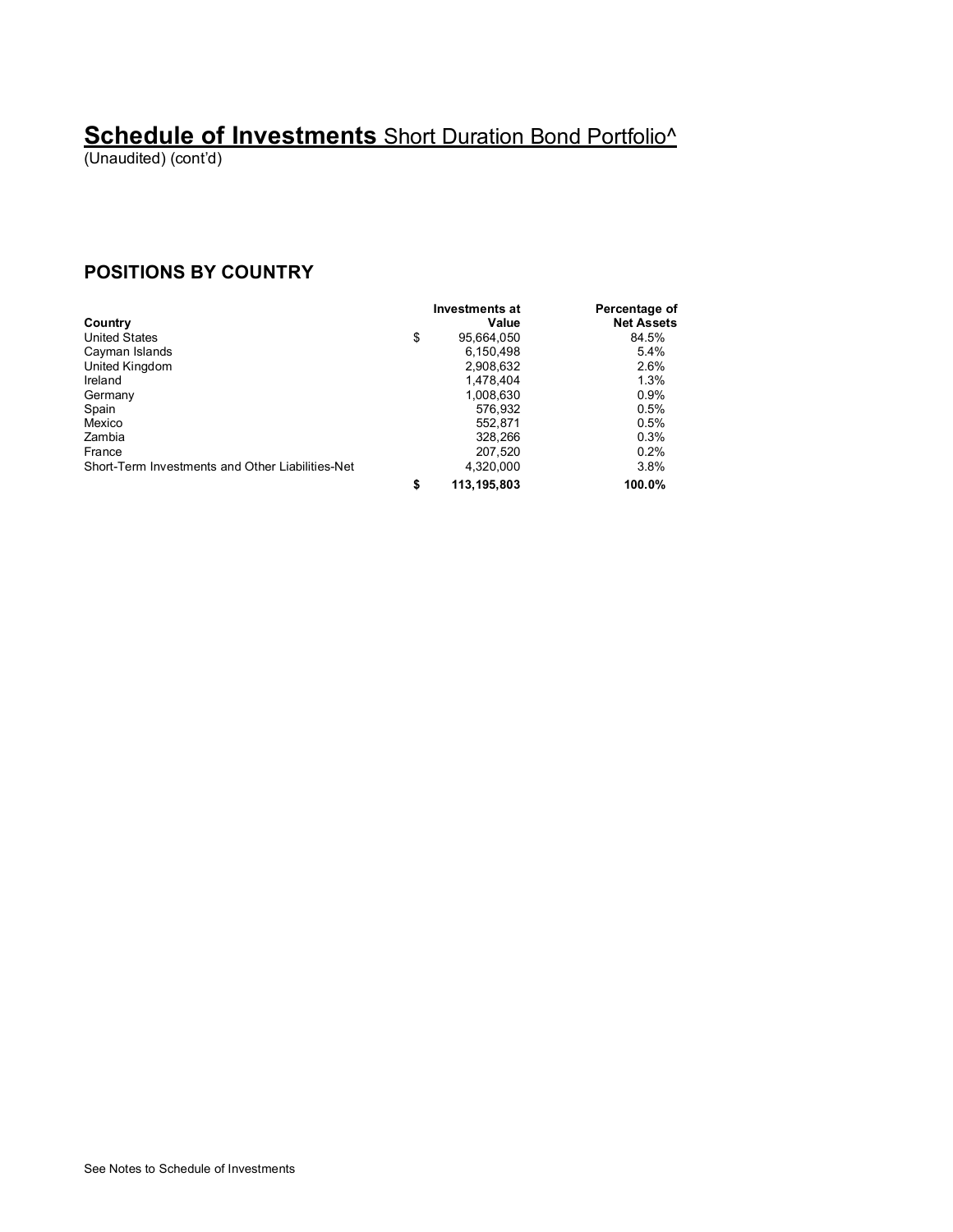# **Schedule of Investments** Short Duration Bond Portfolio^

(Unaudited) (cont'd)

## POSITIONS BY COUNTRY

| Country | Investments at Value | Percentage of Net Assets |
|---|---|---|
| United States | $ 95,664,050 | 84.5% |
| Cayman Islands | 6,150,498 | 5.4% |
| United Kingdom | 2,908,632 | 2.6% |
| Ireland | 1,478,404 | 1.3% |
| Germany | 1,008,630 | 0.9% |
| Spain | 576,932 | 0.5% |
| Mexico | 552,871 | 0.5% |
| Zambia | 328,266 | 0.3% |
| France | 207,520 | 0.2% |
| Short-Term Investments and Other Liabilities-Net | 4,320,000 | 3.8% |
| | **$ 113,195,803** | **100.0%** |

See Notes to Schedule of Investments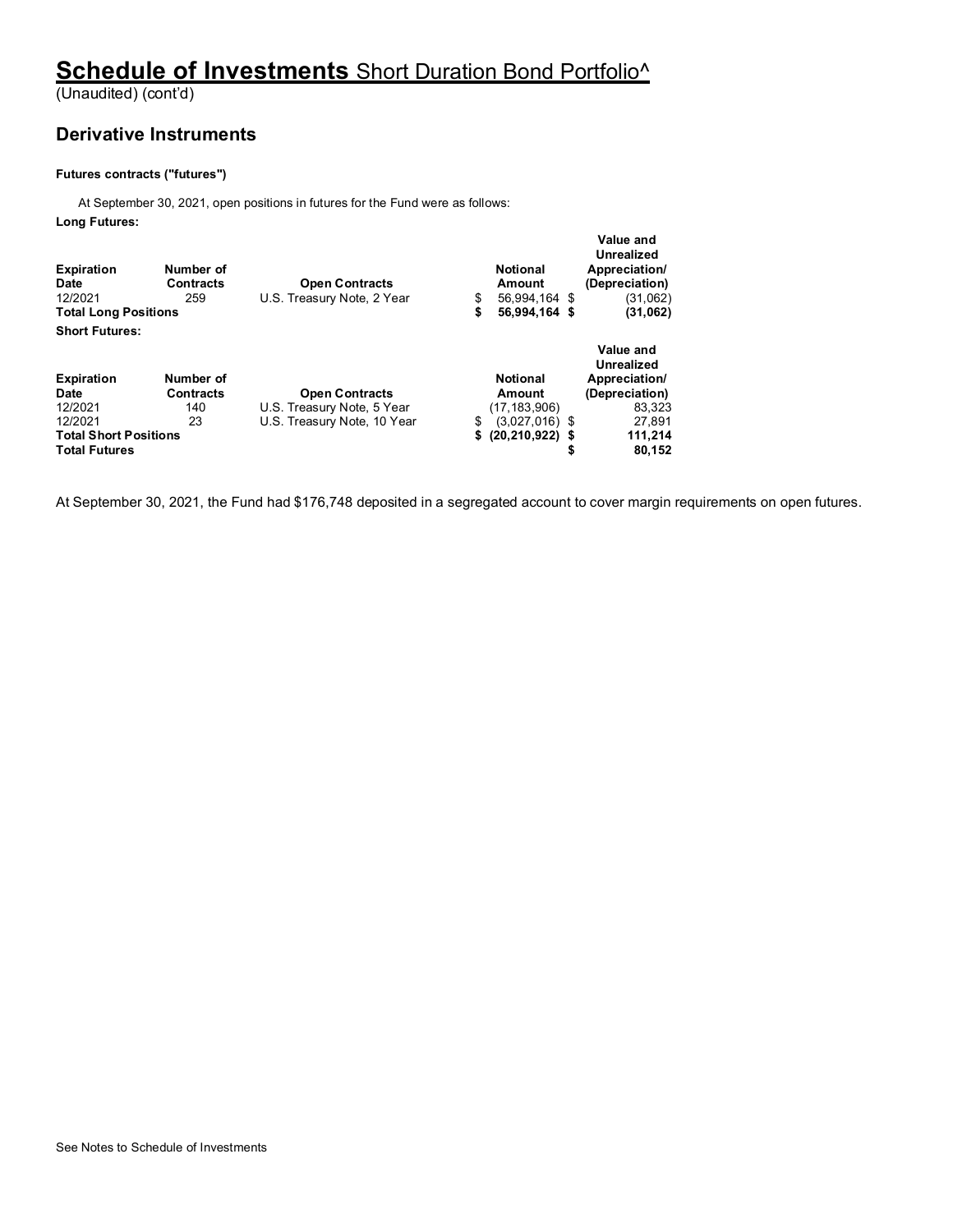# **Schedule of Investments** Short Duration Bond Portfolio^

(Unaudited) (cont'd)

## Derivative Instruments

**Futures contracts ("futures")**

At September 30, 2021, open positions in futures for the Fund were as follows:

**Long Futures:**

| Expiration Date | Number of Contracts | Open Contracts | Notional Amount | Value and Unrealized Appreciation/ (Depreciation) |
|---|---|---|---|---|
| 12/2021 | 259 | U.S. Treasury Note, 2 Year | $ 56,994,164 | $ (31,062) |
| **Total Long Positions** | | | **$ 56,994,164** | **$ (31,062)** |

**Short Futures:**

| Expiration Date | Number of Contracts | Open Contracts | Notional Amount | Value and Unrealized Appreciation/ (Depreciation) |
|---|---|---|---|---|
| 12/2021 | 140 | U.S. Treasury Note, 5 Year | (17,183,906) | 83,323 |
| 12/2021 | 23 | U.S. Treasury Note, 10 Year | $ (3,027,016) | $ 27,891 |
| **Total Short Positions** | | | **$ (20,210,922)** | **$ 111,214** |
| **Total Futures** | | | | **$ 80,152** |

At September 30, 2021, the Fund had $176,748 deposited in a segregated account to cover margin requirements on open futures.

See Notes to Schedule of Investments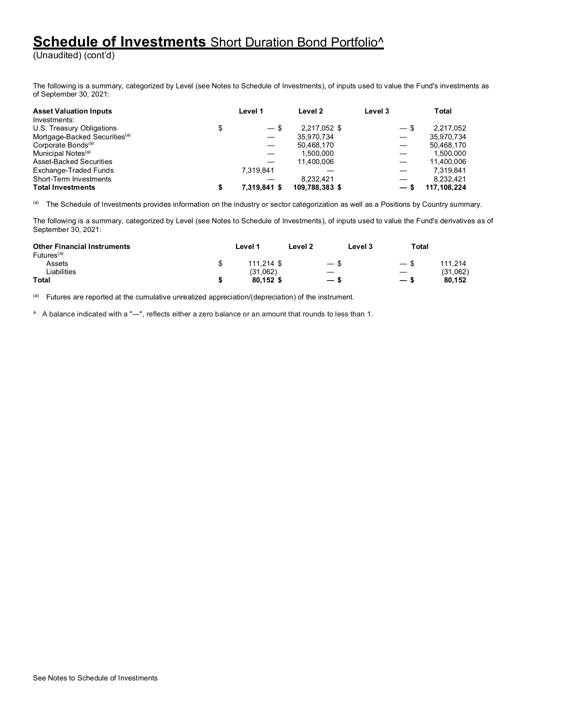# **Schedule of Investments** Short Duration Bond Portfolio^

(Unaudited) (cont'd)

The following is a summary, categorized by Level (see Notes to Schedule of Investments), of inputs used to value the Fund's investments as of September 30, 2021:

| **Asset Valuation Inputs** | **Level 1** | **Level 2** | **Level 3** | **Total** |
|---|---|---|---|---|
| Investments: | | | | |
| U.S. Treasury Obligations | $ — | $ 2,217,052 | $ — | $ 2,217,052 |
| Mortgage-Backed Securities[(a)] | — | 35,970,734 | — | 35,970,734 |
| Corporate Bonds[(a)] | — | 50,468,170 | — | 50,468,170 |
| Municipal Notes[(a)] | — | 1,500,000 | — | 1,500,000 |
| Asset-Backed Securities | — | 11,400,006 | — | 11,400,006 |
| Exchange-Traded Funds | 7,319,841 | — | — | 7,319,841 |
| Short-Term Investments | — | 8,232,421 | — | 8,232,421 |
| **Total Investments** | **$ 7,319,841** | **$ 109,788,383** | **$ —** | **$ 117,108,224** |

[(a)] The Schedule of Investments provides information on the industry or sector categorization as well as a Positions by Country summary.

The following is a summary, categorized by Level (see Notes to Schedule of Investments), of inputs used to value the Fund's derivatives as of September 30, 2021:

| **Other Financial Instruments** | **Level 1** | **Level 2** | **Level 3** | **Total** |
|---|---|---|---|---|
| Futures[(a)] | | | | |
| Assets | $ 111,214 | $ — | $ — | $ 111,214 |
| Liabilities | (31,062) | — | — | (31,062) |
| **Total** | **$ 80,152** | **$ —** | **$ —** | **$ 80,152** |

[(a)] Futures are reported at the cumulative unrealized appreciation/(depreciation) of the instrument.

^ A balance indicated with a "—", reflects either a zero balance or an amount that rounds to less than 1.

See Notes to Schedule of Investments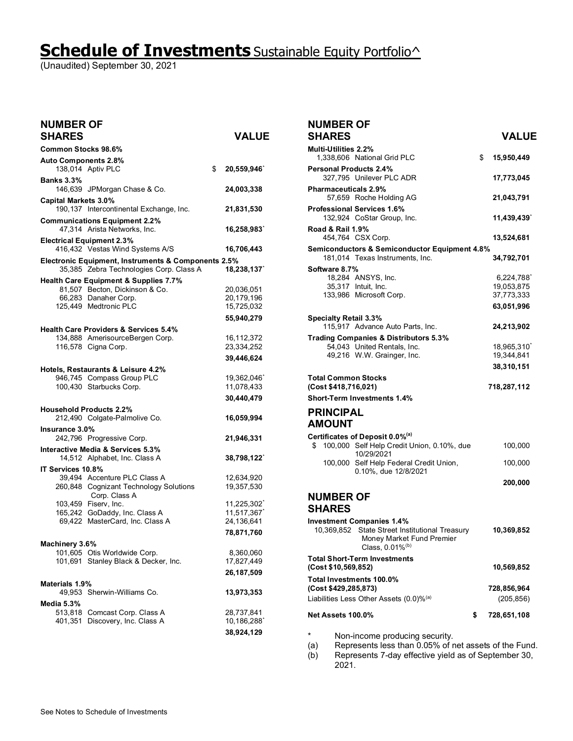# Schedule of Investments Sustainable Equity Portfolio^

(Unaudited) September 30, 2021

| NUMBER OF SHARES | | VALUE |
|---|---|---|
| **Common Stocks 98.6%** | | |
| **Auto Components 2.8%** | | |
| 138,014 | Aptiv PLC | **$ 20,559,946*** |
| **Banks 3.3%** | | |
| 146,639 | JPMorgan Chase & Co. | **24,003,338** |
| **Capital Markets 3.0%** | | |
| 190,137 | Intercontinental Exchange, Inc. | **21,831,530** |
| **Communications Equipment 2.2%** | | |
| 47,314 | Arista Networks, Inc. | **16,258,983*** |
| **Electrical Equipment 2.3%** | | |
| 416,432 | Vestas Wind Systems A/S | **16,706,443** |
| **Electronic Equipment, Instruments & Components 2.5%** | | |
| 35,385 | Zebra Technologies Corp. Class A | **18,238,137*** |
| **Health Care Equipment & Supplies 7.7%** | | |
| 81,507 | Becton, Dickinson & Co. | 20,036,051 |
| 66,283 | Danaher Corp. | 20,179,196 |
| 125,449 | Medtronic PLC | 15,725,032 |
| | | **55,940,279** |
| **Health Care Providers & Services 5.4%** | | |
| 134,888 | AmerisourceBergen Corp. | 16,112,372 |
| 116,578 | Cigna Corp. | 23,334,252 |
| | | **39,446,624** |
| **Hotels, Restaurants & Leisure 4.2%** | | |
| 946,745 | Compass Group PLC | 19,362,046* |
| 100,430 | Starbucks Corp. | 11,078,433 |
| | | **30,440,479** |
| **Household Products 2.2%** | | |
| 212,490 | Colgate-Palmolive Co. | **16,059,994** |
| **Insurance 3.0%** | | |
| 242,796 | Progressive Corp. | **21,946,331** |
| **Interactive Media & Services 5.3%** | | |
| 14,512 | Alphabet, Inc. Class A | **38,798,122*** |
| **IT Services 10.8%** | | |
| 39,494 | Accenture PLC Class A | 12,634,920 |
| 260,848 | Cognizant Technology Solutions Corp. Class A | 19,357,530 |
| 103,459 | Fiserv, Inc. | 11,225,302* |
| 165,242 | GoDaddy, Inc. Class A | 11,517,367* |
| 69,422 | MasterCard, Inc. Class A | 24,136,641 |
| | | **78,871,760** |
| **Machinery 3.6%** | | |
| 101,605 | Otis Worldwide Corp. | 8,360,060 |
| 101,691 | Stanley Black & Decker, Inc. | 17,827,449 |
| | | **26,187,509** |
| **Materials 1.9%** | | |
| 49,953 | Sherwin-Williams Co. | **13,973,353** |
| **Media 5.3%** | | |
| 513,818 | Comcast Corp. Class A | 28,737,841 |
| 401,351 | Discovery, Inc. Class A | 10,186,288* |
| | | **38,924,129** |
| **Multi-Utilities 2.2%** | | |
| 1,338,606 | National Grid PLC | **$ 15,950,449** |
| **Personal Products 2.4%** | | |
| 327,795 | Unilever PLC ADR | **17,773,045** |
| **Pharmaceuticals 2.9%** | | |
| 57,659 | Roche Holding AG | **21,043,791** |
| **Professional Services 1.6%** | | |
| 132,924 | CoStar Group, Inc. | **11,439,439*** |
| **Road & Rail 1.9%** | | |
| 454,764 | CSX Corp. | **13,524,681** |
| **Semiconductors & Semiconductor Equipment 4.8%** | | |
| 181,014 | Texas Instruments, Inc. | **34,792,701** |
| **Software 8.7%** | | |
| 18,284 | ANSYS, Inc. | 6,224,788* |
| 35,317 | Intuit, Inc. | 19,053,875 |
| 133,986 | Microsoft Corp. | 37,773,333 |
| | | **63,051,996** |
| **Specialty Retail 3.3%** | | |
| 115,917 | Advance Auto Parts, Inc. | **24,213,902** |
| **Trading Companies & Distributors 5.3%** | | |
| 54,043 | United Rentals, Inc. | 18,965,310* |
| 49,216 | W.W. Grainger, Inc. | 19,344,841 |
| | | **38,310,151** |
| **Total Common Stocks (Cost $418,716,021)** | | **718,287,112** |
| **Short-Term Investments 1.4%** | | |

| PRINCIPAL AMOUNT | | |
|---|---|---|
| **Certificates of Deposit 0.0%(a)** | | |
| $ 100,000 | Self Help Credit Union, 0.10%, due 10/29/2021 | 100,000 |
| 100,000 | Self Help Federal Credit Union, 0.10%, due 12/8/2021 | 100,000 |
| | | **200,000** |

| NUMBER OF SHARES | | |
|---|---|---|
| **Investment Companies 1.4%** | | |
| 10,369,852 | State Street Institutional Treasury Money Market Fund Premier Class, 0.01%(b) | **10,369,852** |
| **Total Short-Term Investments (Cost $10,569,852)** | | **10,569,852** |
| **Total Investments 100.0% (Cost $429,285,873)** | | **728,856,964** |
| Liabilities Less Other Assets (0.0)%(a) | | (205,856) |
| **Net Assets 100.0%** | | **$ 728,651,108** |

\* Non-income producing security.

(a) Represents less than 0.05% of net assets of the Fund.

(b) Represents 7-day effective yield as of September 30, 2021.

See Notes to Schedule of Investments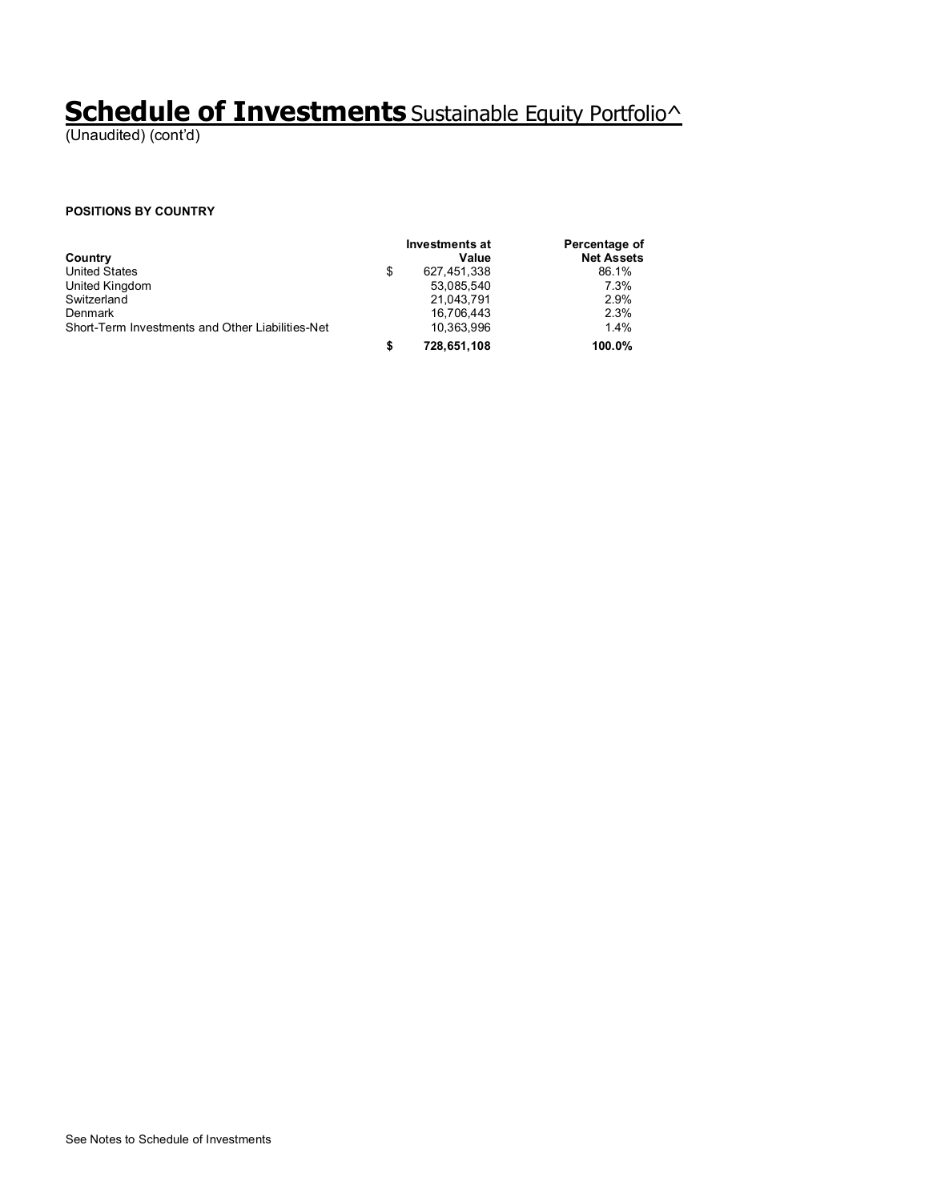# Schedule of Investments Sustainable Equity Portfolio^

(Unaudited) (cont'd)

**POSITIONS BY COUNTRY**

| Country | Investments at Value | Percentage of Net Assets |
|---|---|---|
| United States | $ 627,451,338 | 86.1% |
| United Kingdom | 53,085,540 | 7.3% |
| Switzerland | 21,043,791 | 2.9% |
| Denmark | 16,706,443 | 2.3% |
| Short-Term Investments and Other Liabilities-Net | 10,363,996 | 1.4% |
| | **$ 728,651,108** | **100.0%** |

See Notes to Schedule of Investments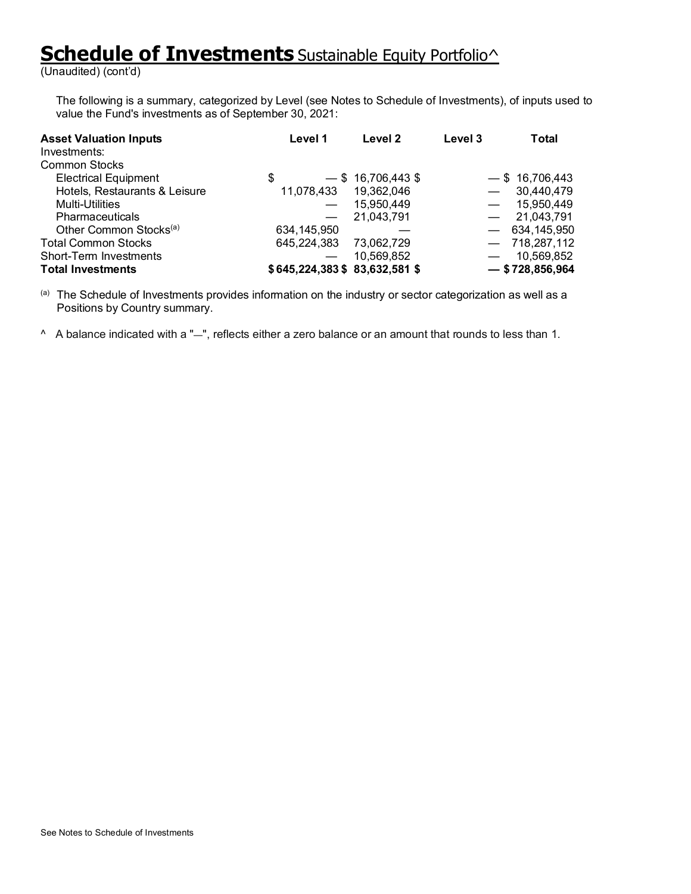# **Schedule of Investments** Sustainable Equity Portfolio^

(Unaudited) (cont'd)

The following is a summary, categorized by Level (see Notes to Schedule of Investments), of inputs used to value the Fund's investments as of September 30, 2021:

| **Asset Valuation Inputs** | **Level 1** | **Level 2** | **Level 3** | **Total** |
|---|---|---|---|---|
| Investments: | | | | |
| Common Stocks | | | | |
| Electrical Equipment | $ — | $ 16,706,443 | $ — | $ 16,706,443 |
| Hotels, Restaurants & Leisure | 11,078,433 | 19,362,046 | — | 30,440,479 |
| Multi-Utilities | — | 15,950,449 | — | 15,950,449 |
| Pharmaceuticals | — | 21,043,791 | — | 21,043,791 |
| Other Common Stocks[(a)] | 634,145,950 | — | — | 634,145,950 |
| Total Common Stocks | 645,224,383 | 73,062,729 | — | 718,287,112 |
| Short-Term Investments | — | 10,569,852 | — | 10,569,852 |
| **Total Investments** | **$ 645,224,383** | **$ 83,632,581** | **$ —** | **$ 728,856,964** |

(a) The Schedule of Investments provides information on the industry or sector categorization as well as a Positions by Country summary.

^ A balance indicated with a "—", reflects either a zero balance or an amount that rounds to less than 1.

See Notes to Schedule of Investments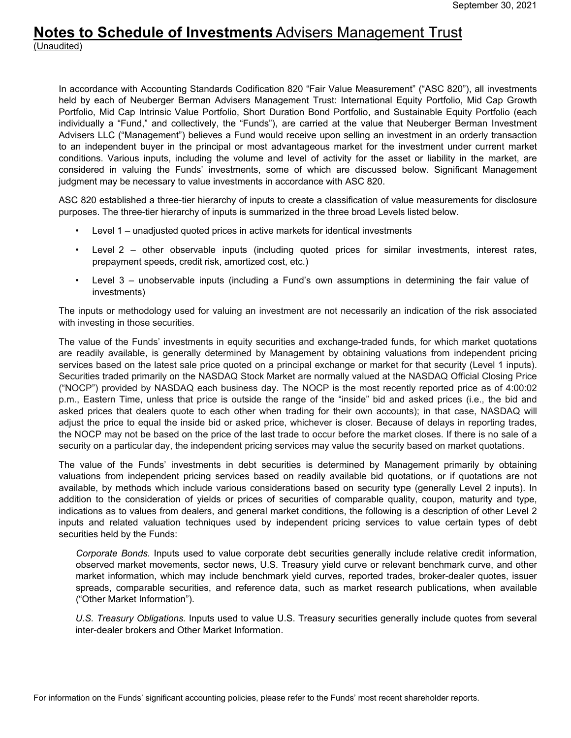# **Notes to Schedule of Investments** Advisers Management Trust

(Unaudited)

In accordance with Accounting Standards Codification 820 "Fair Value Measurement" ("ASC 820"), all investments held by each of Neuberger Berman Advisers Management Trust: International Equity Portfolio, Mid Cap Growth Portfolio, Mid Cap Intrinsic Value Portfolio, Short Duration Bond Portfolio, and Sustainable Equity Portfolio (each individually a "Fund," and collectively, the "Funds"), are carried at the value that Neuberger Berman Investment Advisers LLC ("Management") believes a Fund would receive upon selling an investment in an orderly transaction to an independent buyer in the principal or most advantageous market for the investment under current market conditions. Various inputs, including the volume and level of activity for the asset or liability in the market, are considered in valuing the Funds' investments, some of which are discussed below. Significant Management judgment may be necessary to value investments in accordance with ASC 820.

ASC 820 established a three-tier hierarchy of inputs to create a classification of value measurements for disclosure purposes. The three-tier hierarchy of inputs is summarized in the three broad Levels listed below.

- Level 1 – unadjusted quoted prices in active markets for identical investments
- Level 2 – other observable inputs (including quoted prices for similar investments, interest rates, prepayment speeds, credit risk, amortized cost, etc.)
- Level 3 – unobservable inputs (including a Fund's own assumptions in determining the fair value of investments)

The inputs or methodology used for valuing an investment are not necessarily an indication of the risk associated with investing in those securities.

The value of the Funds' investments in equity securities and exchange-traded funds, for which market quotations are readily available, is generally determined by Management by obtaining valuations from independent pricing services based on the latest sale price quoted on a principal exchange or market for that security (Level 1 inputs). Securities traded primarily on the NASDAQ Stock Market are normally valued at the NASDAQ Official Closing Price ("NOCP") provided by NASDAQ each business day. The NOCP is the most recently reported price as of 4:00:02 p.m., Eastern Time, unless that price is outside the range of the "inside" bid and asked prices (i.e., the bid and asked prices that dealers quote to each other when trading for their own accounts); in that case, NASDAQ will adjust the price to equal the inside bid or asked price, whichever is closer. Because of delays in reporting trades, the NOCP may not be based on the price of the last trade to occur before the market closes. If there is no sale of a security on a particular day, the independent pricing services may value the security based on market quotations.

The value of the Funds' investments in debt securities is determined by Management primarily by obtaining valuations from independent pricing services based on readily available bid quotations, or if quotations are not available, by methods which include various considerations based on security type (generally Level 2 inputs). In addition to the consideration of yields or prices of securities of comparable quality, coupon, maturity and type, indications as to values from dealers, and general market conditions, the following is a description of other Level 2 inputs and related valuation techniques used by independent pricing services to value certain types of debt securities held by the Funds:

*Corporate Bonds.* Inputs used to value corporate debt securities generally include relative credit information, observed market movements, sector news, U.S. Treasury yield curve or relevant benchmark curve, and other market information, which may include benchmark yield curves, reported trades, broker-dealer quotes, issuer spreads, comparable securities, and reference data, such as market research publications, when available ("Other Market Information").

*U.S. Treasury Obligations.* Inputs used to value U.S. Treasury securities generally include quotes from several inter-dealer brokers and Other Market Information.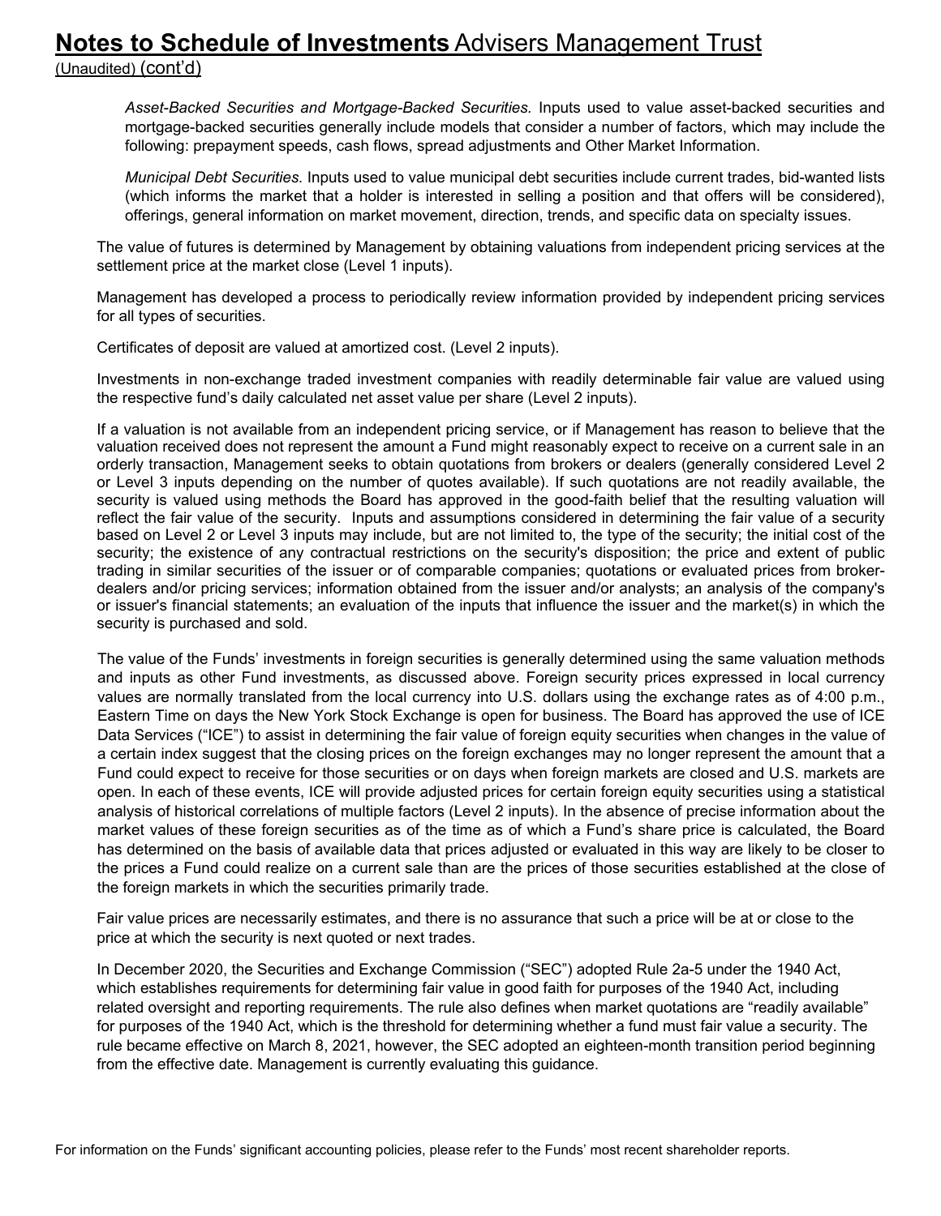*Asset-Backed Securities and Mortgage-Backed Securities.* Inputs used to value asset-backed securities and mortgage-backed securities generally include models that consider a number of factors, which may include the following: prepayment speeds, cash flows, spread adjustments and Other Market Information.

*Municipal Debt Securities.* Inputs used to value municipal debt securities include current trades, bid-wanted lists (which informs the market that a holder is interested in selling a position and that offers will be considered), offerings, general information on market movement, direction, trends, and specific data on specialty issues.

The value of futures is determined by Management by obtaining valuations from independent pricing services at the settlement price at the market close (Level 1 inputs).

Management has developed a process to periodically review information provided by independent pricing services for all types of securities.

Certificates of deposit are valued at amortized cost. (Level 2 inputs).

Investments in non-exchange traded investment companies with readily determinable fair value are valued using the respective fund's daily calculated net asset value per share (Level 2 inputs).

If a valuation is not available from an independent pricing service, or if Management has reason to believe that the valuation received does not represent the amount a Fund might reasonably expect to receive on a current sale in an orderly transaction, Management seeks to obtain quotations from brokers or dealers (generally considered Level 2 or Level 3 inputs depending on the number of quotes available). If such quotations are not readily available, the security is valued using methods the Board has approved in the good-faith belief that the resulting valuation will reflect the fair value of the security. Inputs and assumptions considered in determining the fair value of a security based on Level 2 or Level 3 inputs may include, but are not limited to, the type of the security; the initial cost of the security; the existence of any contractual restrictions on the security's disposition; the price and extent of public trading in similar securities of the issuer or of comparable companies; quotations or evaluated prices from broker-dealers and/or pricing services; information obtained from the issuer and/or analysts; an analysis of the company's or issuer's financial statements; an evaluation of the inputs that influence the issuer and the market(s) in which the security is purchased and sold.

The value of the Funds' investments in foreign securities is generally determined using the same valuation methods and inputs as other Fund investments, as discussed above. Foreign security prices expressed in local currency values are normally translated from the local currency into U.S. dollars using the exchange rates as of 4:00 p.m., Eastern Time on days the New York Stock Exchange is open for business. The Board has approved the use of ICE Data Services ("ICE") to assist in determining the fair value of foreign equity securities when changes in the value of a certain index suggest that the closing prices on the foreign exchanges may no longer represent the amount that a Fund could expect to receive for those securities or on days when foreign markets are closed and U.S. markets are open. In each of these events, ICE will provide adjusted prices for certain foreign equity securities using a statistical analysis of historical correlations of multiple factors (Level 2 inputs). In the absence of precise information about the market values of these foreign securities as of the time as of which a Fund's share price is calculated, the Board has determined on the basis of available data that prices adjusted or evaluated in this way are likely to be closer to the prices a Fund could realize on a current sale than are the prices of those securities established at the close of the foreign markets in which the securities primarily trade.

Fair value prices are necessarily estimates, and there is no assurance that such a price will be at or close to the price at which the security is next quoted or next trades.

In December 2020, the Securities and Exchange Commission ("SEC") adopted Rule 2a-5 under the 1940 Act, which establishes requirements for determining fair value in good faith for purposes of the 1940 Act, including related oversight and reporting requirements. The rule also defines when market quotations are "readily available" for purposes of the 1940 Act, which is the threshold for determining whether a fund must fair value a security. The rule became effective on March 8, 2021, however, the SEC adopted an eighteen-month transition period beginning from the effective date. Management is currently evaluating this guidance.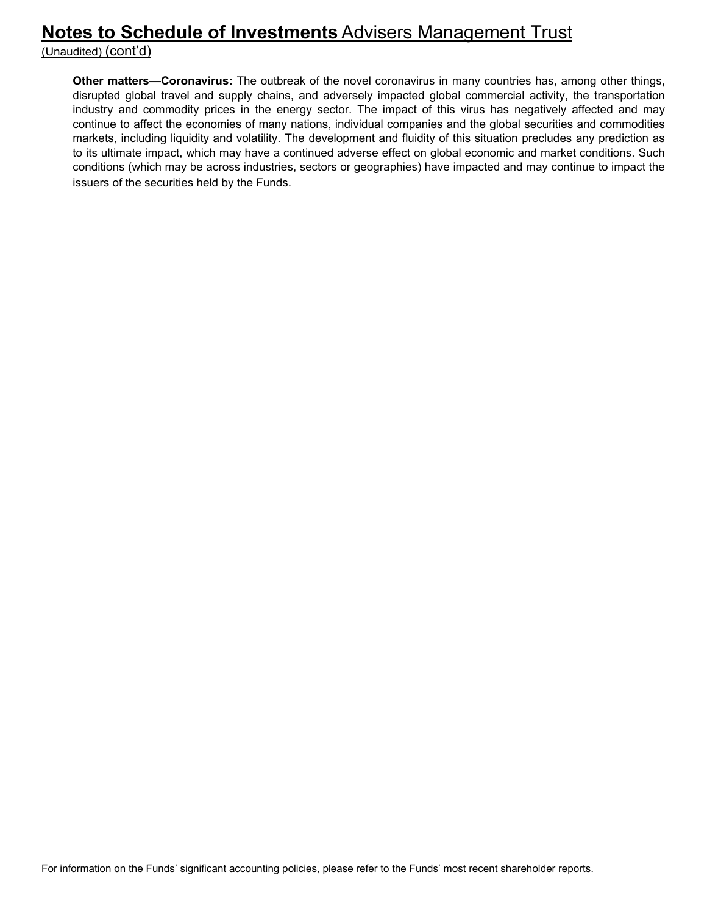**Other matters—Coronavirus:** The outbreak of the novel coronavirus in many countries has, among other things, disrupted global travel and supply chains, and adversely impacted global commercial activity, the transportation industry and commodity prices in the energy sector. The impact of this virus has negatively affected and may continue to affect the economies of many nations, individual companies and the global securities and commodities markets, including liquidity and volatility. The development and fluidity of this situation precludes any prediction as to its ultimate impact, which may have a continued adverse effect on global economic and market conditions. Such conditions (which may be across industries, sectors or geographies) have impacted and may continue to impact the issuers of the securities held by the Funds.

For information on the Funds' significant accounting policies, please refer to the Funds' most recent shareholder reports.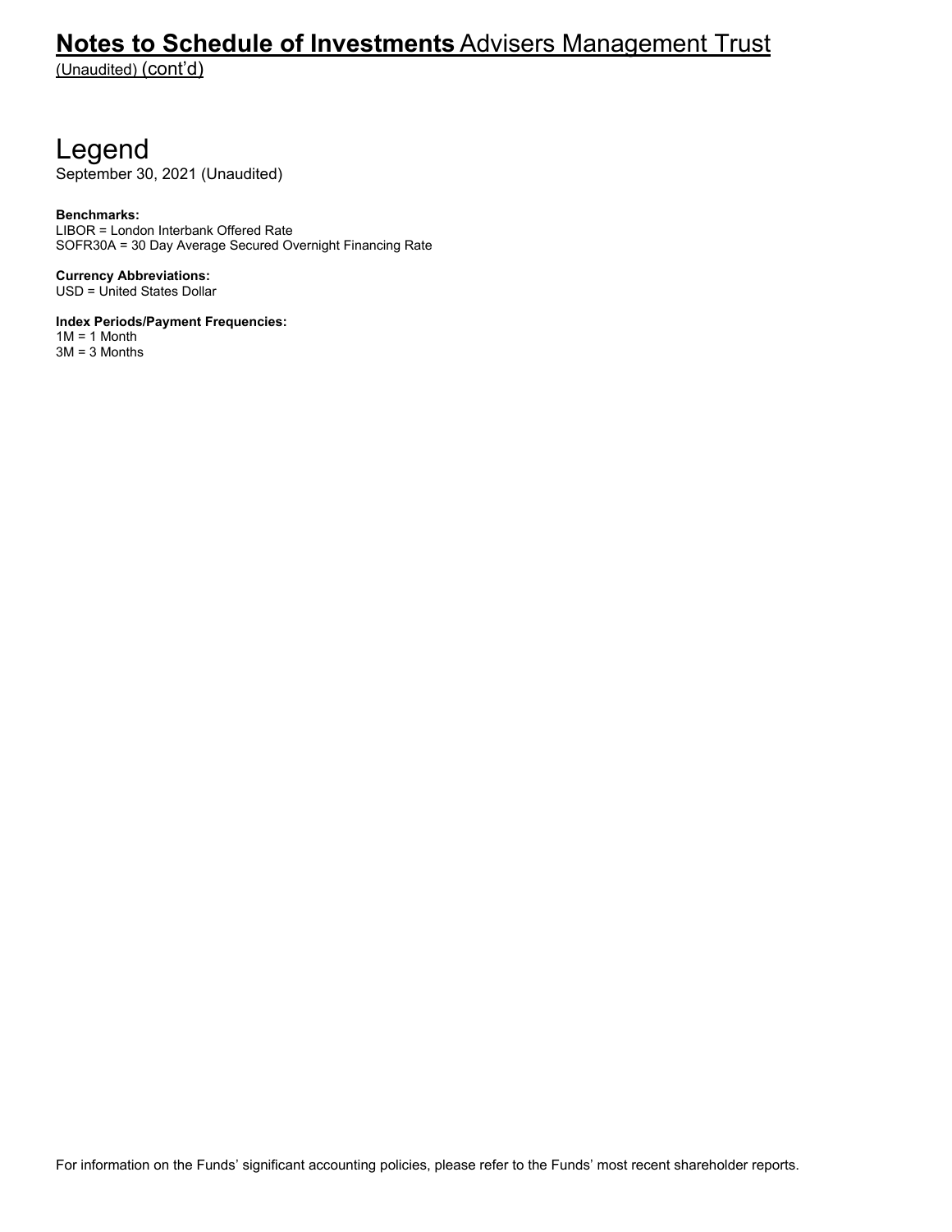# Legend

September 30, 2021 (Unaudited)

**Benchmarks:**
LIBOR = London Interbank Offered Rate
SOFR30A = 30 Day Average Secured Overnight Financing Rate

**Currency Abbreviations:**
USD = United States Dollar

**Index Periods/Payment Frequencies:**
1M = 1 Month
3M = 3 Months

For information on the Funds' significant accounting policies, please refer to the Funds' most recent shareholder reports.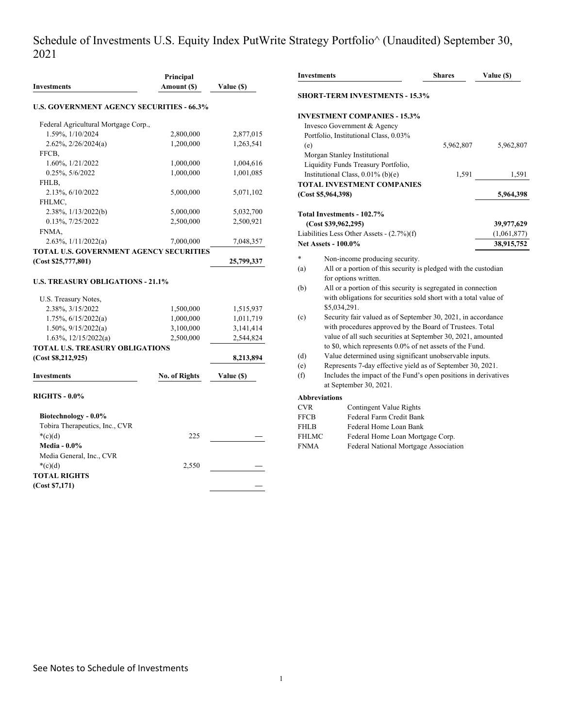# Schedule of Investments U.S. Equity Index PutWrite Strategy Portfolio^ (Unaudited) September 30, 2021

| Investments | Principal Amount ($) | Value ($) |
|---|---|---|
| **U.S. GOVERNMENT AGENCY SECURITIES - 66.3%** | | |
| Federal Agricultural Mortgage Corp., | | |
| 1.59%, 1/10/2024 | 2,800,000 | 2,877,015 |
| 2.62%, 2/26/2024(a) | 1,200,000 | 1,263,541 |
| FFCB, | | |
| 1.60%, 1/21/2022 | 1,000,000 | 1,004,616 |
| 0.25%, 5/6/2022 | 1,000,000 | 1,001,085 |
| FHLB, | | |
| 2.13%, 6/10/2022 | 5,000,000 | 5,071,102 |
| FHLMC, | | |
| 2.38%, 1/13/2022(b) | 5,000,000 | 5,032,700 |
| 0.13%, 7/25/2022 | 2,500,000 | 2,500,921 |
| FNMA, | | |
| 2.63%, 1/11/2022(a) | 7,000,000 | 7,048,357 |
| **TOTAL U.S. GOVERNMENT AGENCY SECURITIES (Cost $25,777,801)** | | **25,799,337** |
| **U.S. TREASURY OBLIGATIONS - 21.1%** | | |
| U.S. Treasury Notes, | | |
| 2.38%, 3/15/2022 | 1,500,000 | 1,515,937 |
| 1.75%, 6/15/2022(a) | 1,000,000 | 1,011,719 |
| 1.50%, 9/15/2022(a) | 3,100,000 | 3,141,414 |
| 1.63%, 12/15/2022(a) | 2,500,000 | 2,544,824 |
| **TOTAL U.S. TREASURY OBLIGATIONS (Cost $8,212,925)** | | **8,213,894** |

| Investments | No. of Rights | Value ($) |
|---|---|---|
| **RIGHTS - 0.0%** | | |
| **Biotechnology - 0.0%** | | |
| Tobira Therapeutics, Inc., CVR *(c)(d) | 225 | — |
| **Media - 0.0%** | | |
| Media General, Inc., CVR *(c)(d) | 2,550 | — |
| **TOTAL RIGHTS (Cost $7,171)** | | — |

| Investments | Shares | Value ($) |
|---|---|---|
| **SHORT-TERM INVESTMENTS - 15.3%** | | |
| **INVESTMENT COMPANIES - 15.3%** | | |
| Invesco Government & Agency Portfolio, Institutional Class, 0.03% (e) | 5,962,807 | 5,962,807 |
| Morgan Stanley Institutional Liquidity Funds Treasury Portfolio, Institutional Class, 0.01% (b)(e) | 1,591 | 1,591 |
| **TOTAL INVESTMENT COMPANIES (Cost $5,964,398)** | | **5,964,398** |
| **Total Investments - 102.7% (Cost $39,962,295)** | | **39,977,629** |
| Liabilities Less Other Assets - (2.7%)(f) | | (1,061,877) |
| **Net Assets - 100.0%** | | **38,915,752** |

\* Non-income producing security.

(a) All or a portion of this security is pledged with the custodian for options written.

(b) All or a portion of this security is segregated in connection with obligations for securities sold short with a total value of $5,034,291.

(c) Security fair valued as of September 30, 2021, in accordance with procedures approved by the Board of Trustees. Total value of all such securities at September 30, 2021, amounted to $0, which represents 0.0% of net assets of the Fund.

(d) Value determined using significant unobservable inputs.

(e) Represents 7-day effective yield as of September 30, 2021.

(f) Includes the impact of the Fund's open positions in derivatives at September 30, 2021.

**Abbreviations**

| | |
|---|---|
| CVR | Contingent Value Rights |
| FFCB | Federal Farm Credit Bank |
| FHLB | Federal Home Loan Bank |
| FHLMC | Federal Home Loan Mortgage Corp. |
| FNMA | Federal National Mortgage Association |

See Notes to Schedule of Investments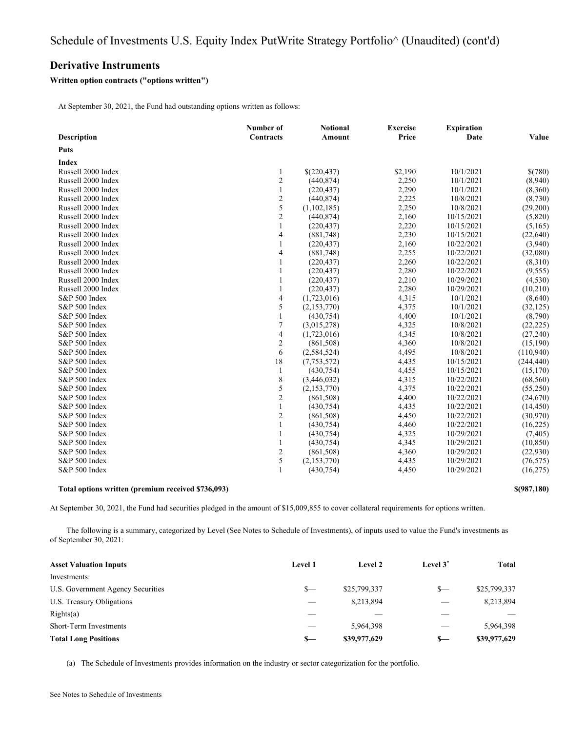# Schedule of Investments U.S. Equity Index PutWrite Strategy Portfolio^ (Unaudited) (cont'd)

## Derivative Instruments

### Written option contracts ("options written")

At September 30, 2021, the Fund had outstanding options written as follows:

| Description | Number of Contracts | Notional Amount | Exercise Price | Expiration Date | Value |
|---|---|---|---|---|---|
| **Puts** | | | | | |
| **Index** | | | | | |
| Russell 2000 Index | 1 | $(220,437) | $2,190 | 10/1/2021 | $(780) |
| Russell 2000 Index | 2 | (440,874) | 2,250 | 10/1/2021 | (8,940) |
| Russell 2000 Index | 1 | (220,437) | 2,290 | 10/1/2021 | (8,360) |
| Russell 2000 Index | 2 | (440,874) | 2,225 | 10/8/2021 | (8,730) |
| Russell 2000 Index | 5 | (1,102,185) | 2,250 | 10/8/2021 | (29,200) |
| Russell 2000 Index | 2 | (440,874) | 2,160 | 10/15/2021 | (5,820) |
| Russell 2000 Index | 1 | (220,437) | 2,220 | 10/15/2021 | (5,165) |
| Russell 2000 Index | 4 | (881,748) | 2,230 | 10/15/2021 | (22,640) |
| Russell 2000 Index | 1 | (220,437) | 2,160 | 10/22/2021 | (3,940) |
| Russell 2000 Index | 4 | (881,748) | 2,255 | 10/22/2021 | (32,080) |
| Russell 2000 Index | 1 | (220,437) | 2,260 | 10/22/2021 | (8,310) |
| Russell 2000 Index | 1 | (220,437) | 2,280 | 10/22/2021 | (9,555) |
| Russell 2000 Index | 1 | (220,437) | 2,210 | 10/29/2021 | (4,530) |
| Russell 2000 Index | 1 | (220,437) | 2,280 | 10/29/2021 | (10,210) |
| S&P 500 Index | 4 | (1,723,016) | 4,315 | 10/1/2021 | (8,640) |
| S&P 500 Index | 5 | (2,153,770) | 4,375 | 10/1/2021 | (32,125) |
| S&P 500 Index | 1 | (430,754) | 4,400 | 10/1/2021 | (8,790) |
| S&P 500 Index | 7 | (3,015,278) | 4,325 | 10/8/2021 | (22,225) |
| S&P 500 Index | 4 | (1,723,016) | 4,345 | 10/8/2021 | (27,240) |
| S&P 500 Index | 2 | (861,508) | 4,360 | 10/8/2021 | (15,190) |
| S&P 500 Index | 6 | (2,584,524) | 4,495 | 10/8/2021 | (110,940) |
| S&P 500 Index | 18 | (7,753,572) | 4,435 | 10/15/2021 | (244,440) |
| S&P 500 Index | 1 | (430,754) | 4,455 | 10/15/2021 | (15,170) |
| S&P 500 Index | 8 | (3,446,032) | 4,315 | 10/22/2021 | (68,560) |
| S&P 500 Index | 5 | (2,153,770) | 4,375 | 10/22/2021 | (55,250) |
| S&P 500 Index | 2 | (861,508) | 4,400 | 10/22/2021 | (24,670) |
| S&P 500 Index | 1 | (430,754) | 4,435 | 10/22/2021 | (14,450) |
| S&P 500 Index | 2 | (861,508) | 4,450 | 10/22/2021 | (30,970) |
| S&P 500 Index | 1 | (430,754) | 4,460 | 10/22/2021 | (16,225) |
| S&P 500 Index | 1 | (430,754) | 4,325 | 10/29/2021 | (7,405) |
| S&P 500 Index | 1 | (430,754) | 4,345 | 10/29/2021 | (10,850) |
| S&P 500 Index | 2 | (861,508) | 4,360 | 10/29/2021 | (22,930) |
| S&P 500 Index | 5 | (2,153,770) | 4,435 | 10/29/2021 | (76,575) |
| S&P 500 Index | 1 | (430,754) | 4,450 | 10/29/2021 | (16,275) |
| **Total options written (premium received $736,093)** | | | | | **$(987,180)** |

At September 30, 2021, the Fund had securities pledged in the amount of $15,009,855 to cover collateral requirements for options written.

The following is a summary, categorized by Level (See Notes to Schedule of Investments), of inputs used to value the Fund's investments as of September 30, 2021:

| Asset Valuation Inputs | Level 1 | Level 2 | Level 3[^] | Total |
|---|---|---|---|---|
| Investments: | | | | |
| U.S. Government Agency Securities | $— | $25,799,337 | $— | $25,799,337 |
| U.S. Treasury Obligations | — | 8,213,894 | — | 8,213,894 |
| Rights(a) | — | — | — | — |
| Short-Term Investments | — | 5,964,398 | — | 5,964,398 |
| **Total Long Positions** | **$—** | **$39,977,629** | **$—** | **$39,977,629** |

(a) The Schedule of Investments provides information on the industry or sector categorization for the portfolio.

See Notes to Sehedule of Investments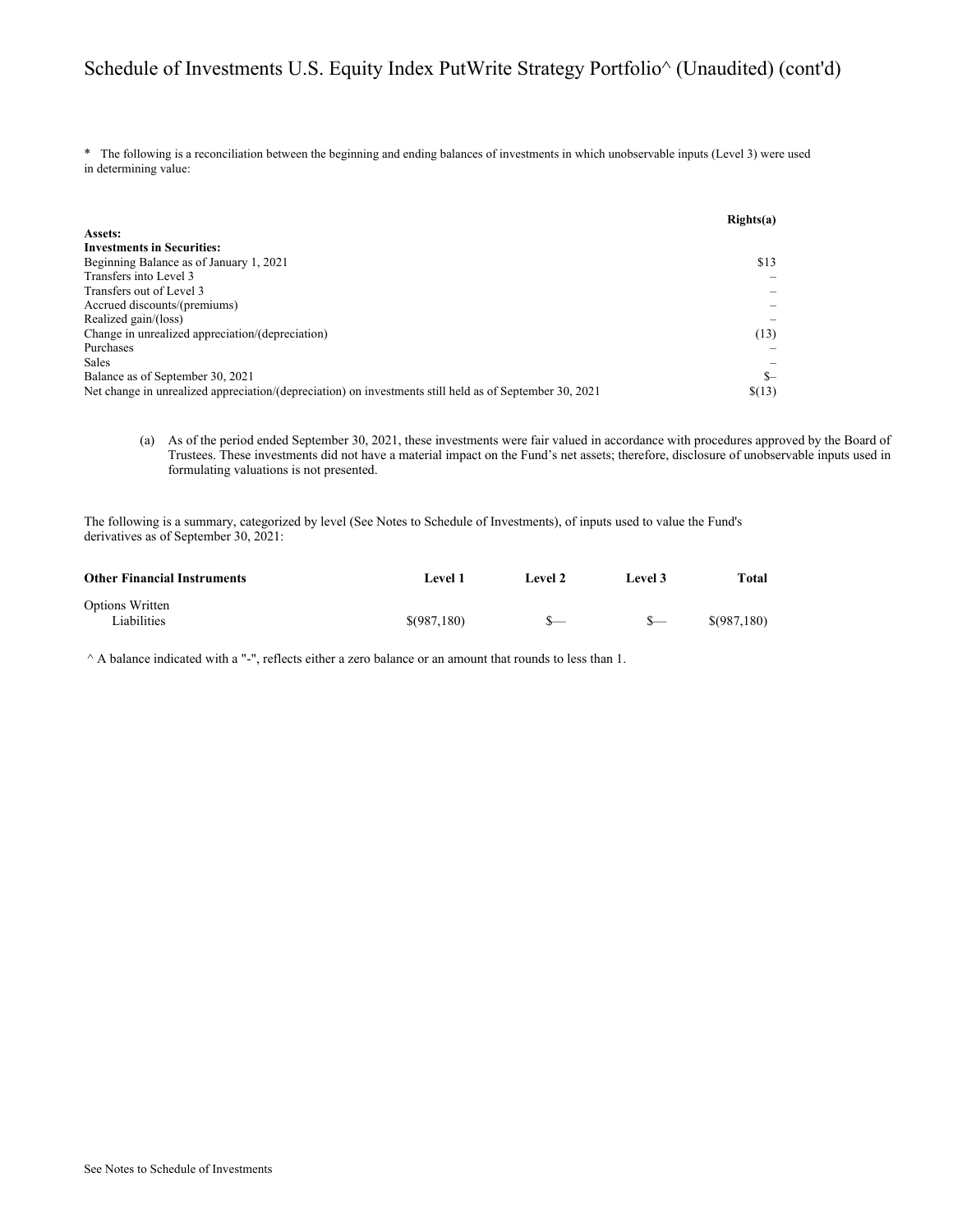# Schedule of Investments U.S. Equity Index PutWrite Strategy Portfolio^ (Unaudited) (cont'd)

* The following is a reconciliation between the beginning and ending balances of investments in which unobservable inputs (Level 3) were used in determining value:

| | **Rights(a)** |
|---|---|
| **Assets:** | |
| **Investments in Securities:** | |
| Beginning Balance as of January 1, 2021 | $13 |
| Transfers into Level 3 | – |
| Transfers out of Level 3 | – |
| Accrued discounts/(premiums) | – |
| Realized gain/(loss) | – |
| Change in unrealized appreciation/(depreciation) | (13) |
| Purchases | – |
| Sales | – |
| Balance as of September 30, 2021 | $– |
| Net change in unrealized appreciation/(depreciation) on investments still held as of September 30, 2021 | $(13) |

(a) As of the period ended September 30, 2021, these investments were fair valued in accordance with procedures approved by the Board of Trustees. These investments did not have a material impact on the Fund's net assets; therefore, disclosure of unobservable inputs used in formulating valuations is not presented.

The following is a summary, categorized by level (See Notes to Schedule of Investments), of inputs used to value the Fund's derivatives as of September 30, 2021:

| **Other Financial Instruments** | **Level 1** | **Level 2** | **Level 3** | **Total** |
|---|---|---|---|---|
| Options Written | | | | |
| Liabilities | $(987,180) | $— | $— | $(987,180) |

^ A balance indicated with a "-", reflects either a zero balance or an amount that rounds to less than 1.

See Notes to Schedule of Investments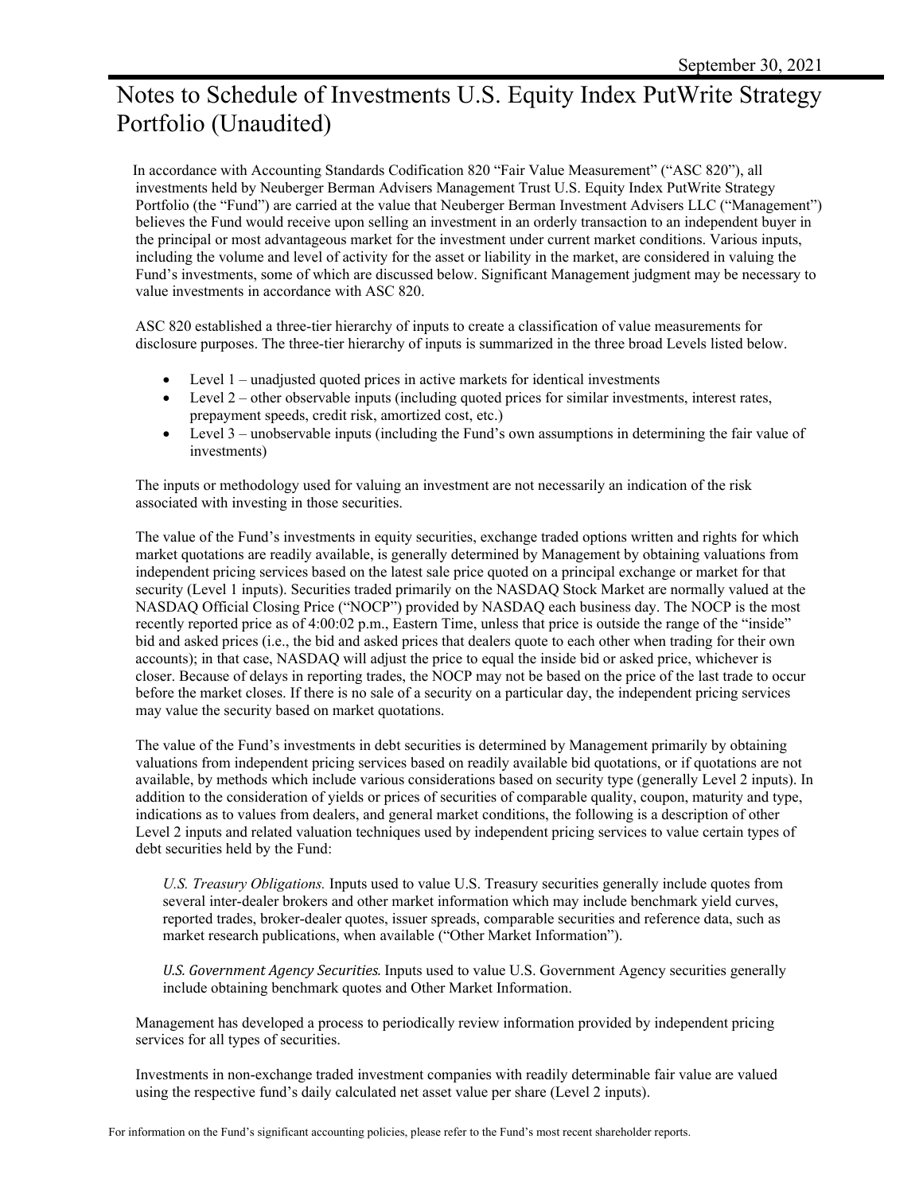# Notes to Schedule of Investments U.S. Equity Index PutWrite Strategy Portfolio (Unaudited)

In accordance with Accounting Standards Codification 820 "Fair Value Measurement" ("ASC 820"), all investments held by Neuberger Berman Advisers Management Trust U.S. Equity Index PutWrite Strategy Portfolio (the "Fund") are carried at the value that Neuberger Berman Investment Advisers LLC ("Management") believes the Fund would receive upon selling an investment in an orderly transaction to an independent buyer in the principal or most advantageous market for the investment under current market conditions. Various inputs, including the volume and level of activity for the asset or liability in the market, are considered in valuing the Fund's investments, some of which are discussed below. Significant Management judgment may be necessary to value investments in accordance with ASC 820.

ASC 820 established a three-tier hierarchy of inputs to create a classification of value measurements for disclosure purposes. The three-tier hierarchy of inputs is summarized in the three broad Levels listed below.

- Level 1 – unadjusted quoted prices in active markets for identical investments
- Level 2 – other observable inputs (including quoted prices for similar investments, interest rates, prepayment speeds, credit risk, amortized cost, etc.)
- Level 3 – unobservable inputs (including the Fund's own assumptions in determining the fair value of investments)

The inputs or methodology used for valuing an investment are not necessarily an indication of the risk associated with investing in those securities.

The value of the Fund's investments in equity securities, exchange traded options written and rights for which market quotations are readily available, is generally determined by Management by obtaining valuations from independent pricing services based on the latest sale price quoted on a principal exchange or market for that security (Level 1 inputs). Securities traded primarily on the NASDAQ Stock Market are normally valued at the NASDAQ Official Closing Price ("NOCP") provided by NASDAQ each business day. The NOCP is the most recently reported price as of 4:00:02 p.m., Eastern Time, unless that price is outside the range of the "inside" bid and asked prices (i.e., the bid and asked prices that dealers quote to each other when trading for their own accounts); in that case, NASDAQ will adjust the price to equal the inside bid or asked price, whichever is closer. Because of delays in reporting trades, the NOCP may not be based on the price of the last trade to occur before the market closes. If there is no sale of a security on a particular day, the independent pricing services may value the security based on market quotations.

The value of the Fund's investments in debt securities is determined by Management primarily by obtaining valuations from independent pricing services based on readily available bid quotations, or if quotations are not available, by methods which include various considerations based on security type (generally Level 2 inputs). In addition to the consideration of yields or prices of securities of comparable quality, coupon, maturity and type, indications as to values from dealers, and general market conditions, the following is a description of other Level 2 inputs and related valuation techniques used by independent pricing services to value certain types of debt securities held by the Fund:

*U.S. Treasury Obligations.* Inputs used to value U.S. Treasury securities generally include quotes from several inter-dealer brokers and other market information which may include benchmark yield curves, reported trades, broker-dealer quotes, issuer spreads, comparable securities and reference data, such as market research publications, when available ("Other Market Information").

*U.S. Government Agency Securities.* Inputs used to value U.S. Government Agency securities generally include obtaining benchmark quotes and Other Market Information.

Management has developed a process to periodically review information provided by independent pricing services for all types of securities.

Investments in non-exchange traded investment companies with readily determinable fair value are valued using the respective fund's daily calculated net asset value per share (Level 2 inputs).

For information on the Fund's significant accounting policies, please refer to the Fund's most recent shareholder reports.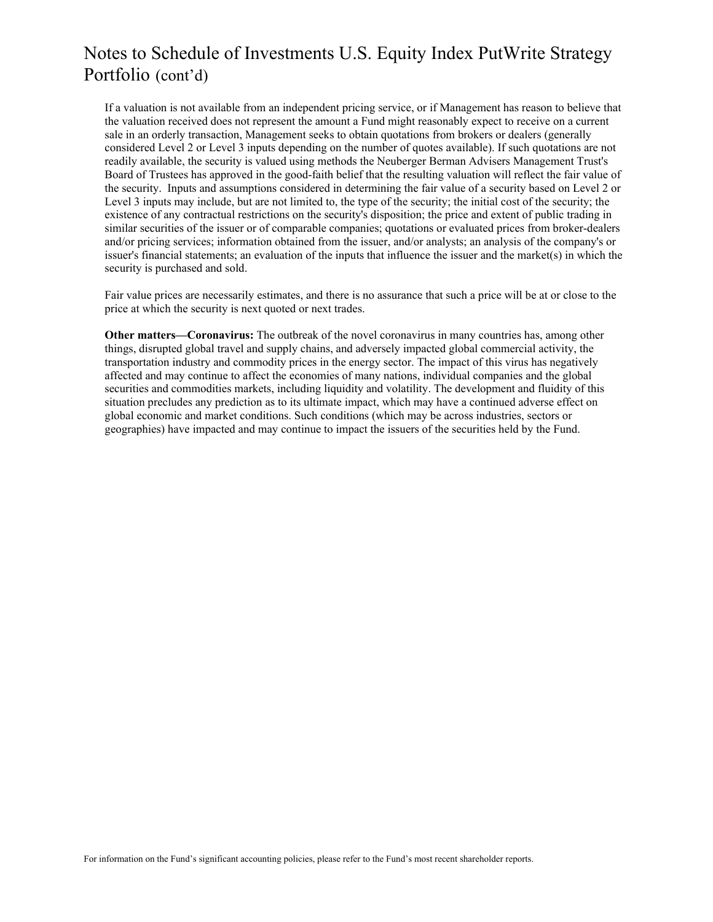# Notes to Schedule of Investments U.S. Equity Index PutWrite Strategy Portfolio (cont'd)

If a valuation is not available from an independent pricing service, or if Management has reason to believe that the valuation received does not represent the amount a Fund might reasonably expect to receive on a current sale in an orderly transaction, Management seeks to obtain quotations from brokers or dealers (generally considered Level 2 or Level 3 inputs depending on the number of quotes available). If such quotations are not readily available, the security is valued using methods the Neuberger Berman Advisers Management Trust's Board of Trustees has approved in the good-faith belief that the resulting valuation will reflect the fair value of the security. Inputs and assumptions considered in determining the fair value of a security based on Level 2 or Level 3 inputs may include, but are not limited to, the type of the security; the initial cost of the security; the existence of any contractual restrictions on the security's disposition; the price and extent of public trading in similar securities of the issuer or of comparable companies; quotations or evaluated prices from broker-dealers and/or pricing services; information obtained from the issuer, and/or analysts; an analysis of the company's or issuer's financial statements; an evaluation of the inputs that influence the issuer and the market(s) in which the security is purchased and sold.

Fair value prices are necessarily estimates, and there is no assurance that such a price will be at or close to the price at which the security is next quoted or next trades.

**Other matters—Coronavirus:** The outbreak of the novel coronavirus in many countries has, among other things, disrupted global travel and supply chains, and adversely impacted global commercial activity, the transportation industry and commodity prices in the energy sector. The impact of this virus has negatively affected and may continue to affect the economies of many nations, individual companies and the global securities and commodities markets, including liquidity and volatility. The development and fluidity of this situation precludes any prediction as to its ultimate impact, which may have a continued adverse effect on global economic and market conditions. Such conditions (which may be across industries, sectors or geographies) have impacted and may continue to impact the issuers of the securities held by the Fund.

For information on the Fund's significant accounting policies, please refer to the Fund's most recent shareholder reports.